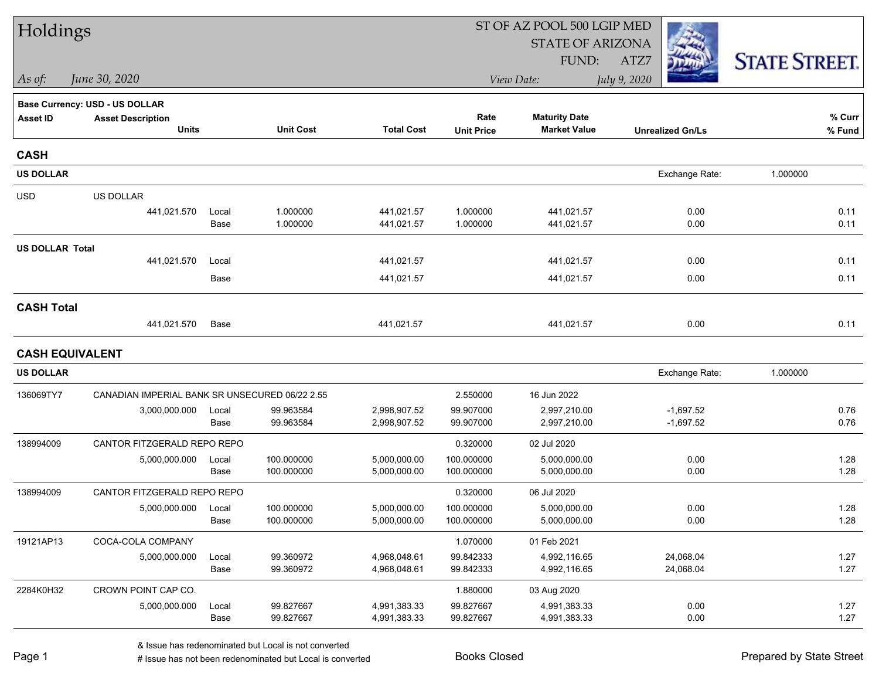# Holdings

*As of:* *June 30, 2020*

ST OF AZ POOL 500 LGIP MED
STATE OF ARIZONA
FUND: ATZ7

*View Date:* *July 9, 2020*

STATE STREET.

**Base Currency: USD - US DOLLAR**

| Asset ID | Asset Description / Units | | Unit Cost | Total Cost | Rate / Unit Price | Maturity Date / Market Value | Unrealized Gn/Ls | % Curr / % Fund |
|---|---|---|---|---|---|---|---|---|
| **CASH** | | | | | | | | |
| **US DOLLAR** | | | | | | | Exchange Rate: 1.000000 | |
| USD | US DOLLAR | | | | | | | |
| | 441,021.570 | Local | 1.000000 | 441,021.57 | 1.000000 | 441,021.57 | 0.00 | 0.11 |
| | | Base | 1.000000 | 441,021.57 | 1.000000 | 441,021.57 | 0.00 | 0.11 |
| **US DOLLAR Total** | | | | | | | | |
| | 441,021.570 | Local | | 441,021.57 | | 441,021.57 | 0.00 | 0.11 |
| | | Base | | 441,021.57 | | 441,021.57 | 0.00 | 0.11 |
| **CASH Total** | | | | | | | | |
| | 441,021.570 | Base | | 441,021.57 | | 441,021.57 | 0.00 | 0.11 |
| **CASH EQUIVALENT** | | | | | | | | |
| **US DOLLAR** | | | | | | | Exchange Rate: 1.000000 | |
| 136069TY7 | CANADIAN IMPERIAL BANK SR UNSECURED 06/22 2.55 | | | | 2.550000 | 16 Jun 2022 | | |
| | 3,000,000.000 | Local | 99.963584 | 2,998,907.52 | 99.907000 | 2,997,210.00 | -1,697.52 | 0.76 |
| | | Base | 99.963584 | 2,998,907.52 | 99.907000 | 2,997,210.00 | -1,697.52 | 0.76 |
| 138994009 | CANTOR FITZGERALD REPO REPO | | | | 0.320000 | 02 Jul 2020 | | |
| | 5,000,000.000 | Local | 100.000000 | 5,000,000.00 | 100.000000 | 5,000,000.00 | 0.00 | 1.28 |
| | | Base | 100.000000 | 5,000,000.00 | 100.000000 | 5,000,000.00 | 0.00 | 1.28 |
| 138994009 | CANTOR FITZGERALD REPO REPO | | | | 0.320000 | 06 Jul 2020 | | |
| | 5,000,000.000 | Local | 100.000000 | 5,000,000.00 | 100.000000 | 5,000,000.00 | 0.00 | 1.28 |
| | | Base | 100.000000 | 5,000,000.00 | 100.000000 | 5,000,000.00 | 0.00 | 1.28 |
| 19121AP13 | COCA-COLA COMPANY | | | | 1.070000 | 01 Feb 2021 | | |
| | 5,000,000.000 | Local | 99.360972 | 4,968,048.61 | 99.842333 | 4,992,116.65 | 24,068.04 | 1.27 |
| | | Base | 99.360972 | 4,968,048.61 | 99.842333 | 4,992,116.65 | 24,068.04 | 1.27 |
| 2284K0H32 | CROWN POINT CAP CO. | | | | 1.880000 | 03 Aug 2020 | | |
| | 5,000,000.000 | Local | 99.827667 | 4,991,383.33 | 99.827667 | 4,991,383.33 | 0.00 | 1.27 |
| | | Base | 99.827667 | 4,991,383.33 | 99.827667 | 4,991,383.33 | 0.00 | 1.27 |

& Issue has redenominated but Local is not converted
# Issue has not been redenominated but Local is converted

Books Closed

Prepared by State Street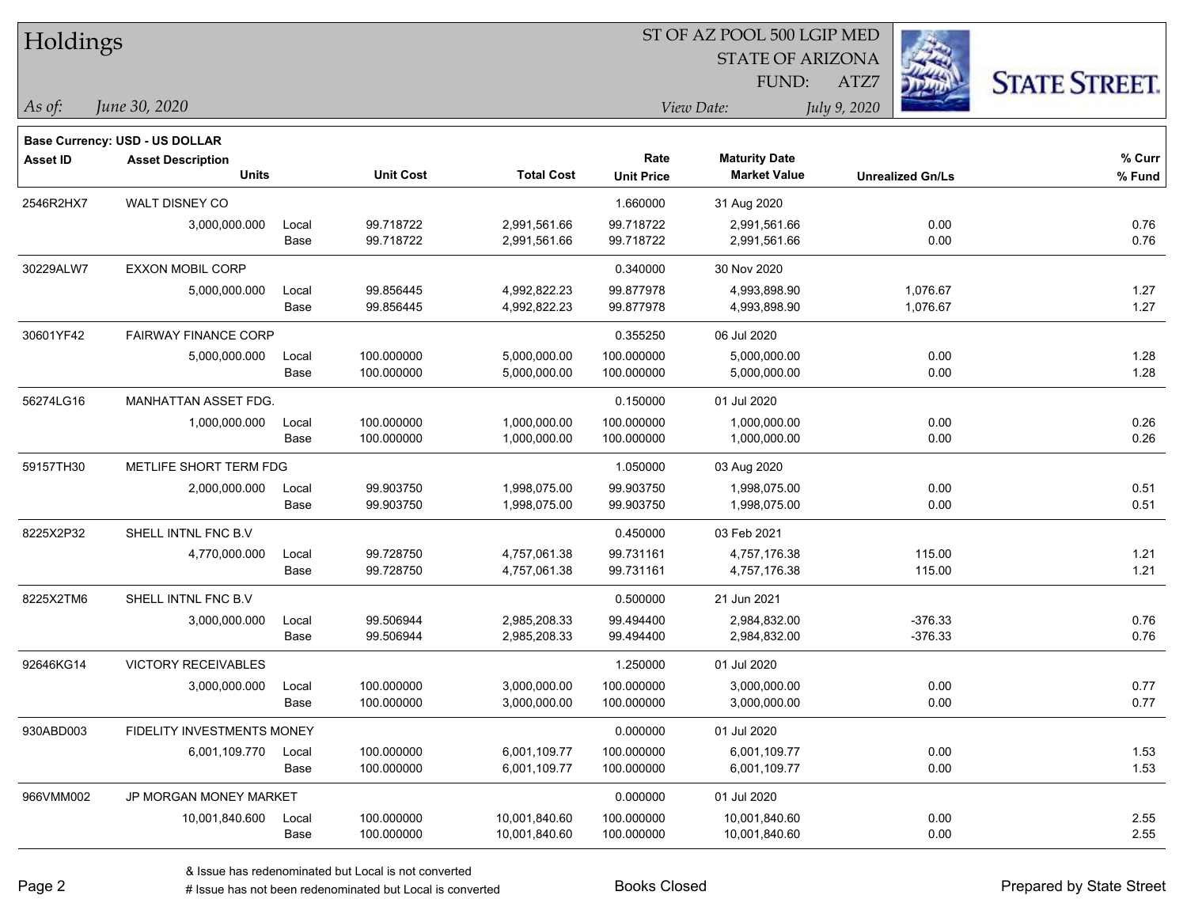# Holdings

ST OF AZ POOL 500 LGIP MED
STATE OF ARIZONA
FUND: ATZ7

*As of: June 30, 2020*

*View Date: July 9, 2020*

STATE STREET.

**Base Currency: USD - US DOLLAR**

| Asset ID | Asset Description / Units | | Unit Cost | Total Cost | Rate / Unit Price | Maturity Date / Market Value | Unrealized Gn/Ls | % Curr / % Fund |
|---|---|---|---|---|---|---|---|---|
| 2546R2HX7 | WALT DISNEY CO | | | | 1.660000 | 31 Aug 2020 | | |
| | 3,000,000.000 | Local | 99.718722 | 2,991,561.66 | 99.718722 | 2,991,561.66 | 0.00 | 0.76 |
| | | Base | 99.718722 | 2,991,561.66 | 99.718722 | 2,991,561.66 | 0.00 | 0.76 |
| 30229ALW7 | EXXON MOBIL CORP | | | | 0.340000 | 30 Nov 2020 | | |
| | 5,000,000.000 | Local | 99.856445 | 4,992,822.23 | 99.877978 | 4,993,898.90 | 1,076.67 | 1.27 |
| | | Base | 99.856445 | 4,992,822.23 | 99.877978 | 4,993,898.90 | 1,076.67 | 1.27 |
| 30601YF42 | FAIRWAY FINANCE CORP | | | | 0.355250 | 06 Jul 2020 | | |
| | 5,000,000.000 | Local | 100.000000 | 5,000,000.00 | 100.000000 | 5,000,000.00 | 0.00 | 1.28 |
| | | Base | 100.000000 | 5,000,000.00 | 100.000000 | 5,000,000.00 | 0.00 | 1.28 |
| 56274LG16 | MANHATTAN ASSET FDG. | | | | 0.150000 | 01 Jul 2020 | | |
| | 1,000,000.000 | Local | 100.000000 | 1,000,000.00 | 100.000000 | 1,000,000.00 | 0.00 | 0.26 |
| | | Base | 100.000000 | 1,000,000.00 | 100.000000 | 1,000,000.00 | 0.00 | 0.26 |
| 59157TH30 | METLIFE SHORT TERM FDG | | | | 1.050000 | 03 Aug 2020 | | |
| | 2,000,000.000 | Local | 99.903750 | 1,998,075.00 | 99.903750 | 1,998,075.00 | 0.00 | 0.51 |
| | | Base | 99.903750 | 1,998,075.00 | 99.903750 | 1,998,075.00 | 0.00 | 0.51 |
| 8225X2P32 | SHELL INTNL FNC B.V | | | | 0.450000 | 03 Feb 2021 | | |
| | 4,770,000.000 | Local | 99.728750 | 4,757,061.38 | 99.731161 | 4,757,176.38 | 115.00 | 1.21 |
| | | Base | 99.728750 | 4,757,061.38 | 99.731161 | 4,757,176.38 | 115.00 | 1.21 |
| 8225X2TM6 | SHELL INTNL FNC B.V | | | | 0.500000 | 21 Jun 2021 | | |
| | 3,000,000.000 | Local | 99.506944 | 2,985,208.33 | 99.494400 | 2,984,832.00 | -376.33 | 0.76 |
| | | Base | 99.506944 | 2,985,208.33 | 99.494400 | 2,984,832.00 | -376.33 | 0.76 |
| 92646KG14 | VICTORY RECEIVABLES | | | | 1.250000 | 01 Jul 2020 | | |
| | 3,000,000.000 | Local | 100.000000 | 3,000,000.00 | 100.000000 | 3,000,000.00 | 0.00 | 0.77 |
| | | Base | 100.000000 | 3,000,000.00 | 100.000000 | 3,000,000.00 | 0.00 | 0.77 |
| 930ABD003 | FIDELITY INVESTMENTS MONEY | | | | 0.000000 | 01 Jul 2020 | | |
| | 6,001,109.770 | Local | 100.000000 | 6,001,109.77 | 100.000000 | 6,001,109.77 | 0.00 | 1.53 |
| | | Base | 100.000000 | 6,001,109.77 | 100.000000 | 6,001,109.77 | 0.00 | 1.53 |
| 966VMM002 | JP MORGAN MONEY MARKET | | | | 0.000000 | 01 Jul 2020 | | |
| | 10,001,840.600 | Local | 100.000000 | 10,001,840.60 | 100.000000 | 10,001,840.60 | 0.00 | 2.55 |
| | | Base | 100.000000 | 10,001,840.60 | 100.000000 | 10,001,840.60 | 0.00 | 2.55 |

& Issue has redenominated but Local is not converted
# Issue has not been redenominated but Local is converted

Books Closed

Prepared by State Street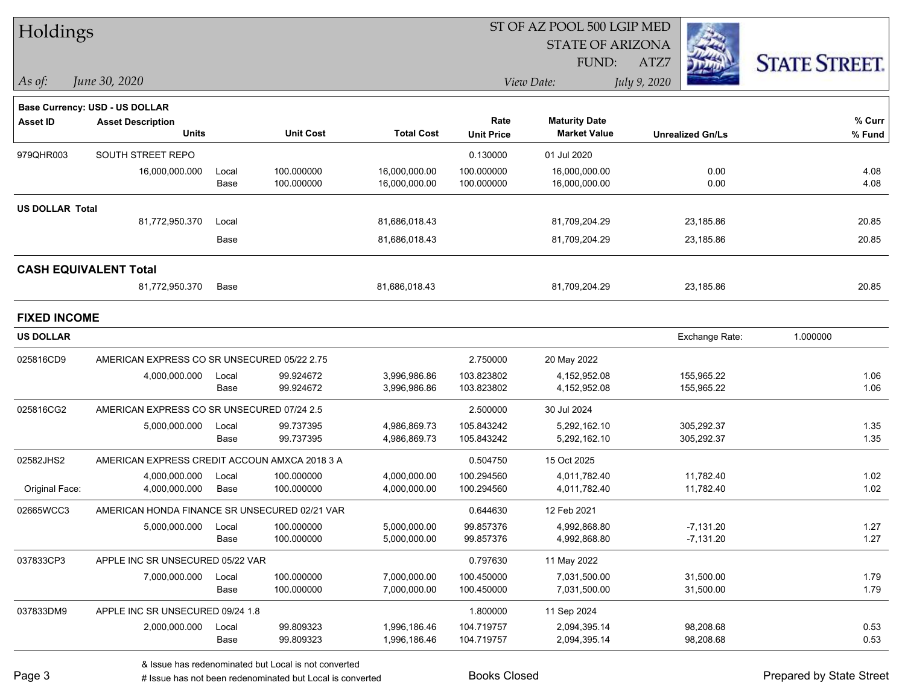# Holdings

ST OF AZ POOL 500 LGIP MED
STATE OF ARIZONA
FUND: ATZ7

*As of:* *June 30, 2020*
*View Date:* *July 9, 2020*

**Base Currency: USD - US DOLLAR**

| Asset ID | Asset Description / Units | | Unit Cost | Total Cost | Rate / Unit Price | Maturity Date / Market Value | Unrealized Gn/Ls | % Curr / % Fund |
|---|---|---|---|---|---|---|---|---|
| 979QHR003 | SOUTH STREET REPO | | | | 0.130000 | 01 Jul 2020 | | |
| | 16,000,000.000 | Local | 100.000000 | 16,000,000.00 | 100.000000 | 16,000,000.00 | 0.00 | 4.08 |
| | | Base | 100.000000 | 16,000,000.00 | 100.000000 | 16,000,000.00 | 0.00 | 4.08 |
| **US DOLLAR Total** | | | | | | | | |
| | 81,772,950.370 | Local | | 81,686,018.43 | | 81,709,204.29 | 23,185.86 | 20.85 |
| | | Base | | 81,686,018.43 | | 81,709,204.29 | 23,185.86 | 20.85 |
| **CASH EQUIVALENT Total** | | | | | | | | |
| | 81,772,950.370 | Base | | 81,686,018.43 | | 81,709,204.29 | 23,185.86 | 20.85 |

## FIXED INCOME

**US DOLLAR** — Exchange Rate: 1.000000

| Asset ID | Asset Description / Units | | Unit Cost | Total Cost | Rate / Unit Price | Maturity Date / Market Value | Unrealized Gn/Ls | % Curr / % Fund |
|---|---|---|---|---|---|---|---|---|
| 025816CD9 | AMERICAN EXPRESS CO SR UNSECURED 05/22 2.75 | | | | 2.750000 | 20 May 2022 | | |
| | 4,000,000.000 | Local | 99.924672 | 3,996,986.86 | 103.823802 | 4,152,952.08 | 155,965.22 | 1.06 |
| | | Base | 99.924672 | 3,996,986.86 | 103.823802 | 4,152,952.08 | 155,965.22 | 1.06 |
| 025816CG2 | AMERICAN EXPRESS CO SR UNSECURED 07/24 2.5 | | | | 2.500000 | 30 Jul 2024 | | |
| | 5,000,000.000 | Local | 99.737395 | 4,986,869.73 | 105.843242 | 5,292,162.10 | 305,292.37 | 1.35 |
| | | Base | 99.737395 | 4,986,869.73 | 105.843242 | 5,292,162.10 | 305,292.37 | 1.35 |
| 02582JHS2 | AMERICAN EXPRESS CREDIT ACCOUN AMXCA 2018 3 A | | | | 0.504750 | 15 Oct 2025 | | |
| | 4,000,000.000 | Local | 100.000000 | 4,000,000.00 | 100.294560 | 4,011,782.40 | 11,782.40 | 1.02 |
| Original Face: | 4,000,000.000 | Base | 100.000000 | 4,000,000.00 | 100.294560 | 4,011,782.40 | 11,782.40 | 1.02 |
| 02665WCC3 | AMERICAN HONDA FINANCE SR UNSECURED 02/21 VAR | | | | 0.644630 | 12 Feb 2021 | | |
| | 5,000,000.000 | Local | 100.000000 | 5,000,000.00 | 99.857376 | 4,992,868.80 | -7,131.20 | 1.27 |
| | | Base | 100.000000 | 5,000,000.00 | 99.857376 | 4,992,868.80 | -7,131.20 | 1.27 |
| 037833CP3 | APPLE INC SR UNSECURED 05/22 VAR | | | | 0.797630 | 11 May 2022 | | |
| | 7,000,000.000 | Local | 100.000000 | 7,000,000.00 | 100.450000 | 7,031,500.00 | 31,500.00 | 1.79 |
| | | Base | 100.000000 | 7,000,000.00 | 100.450000 | 7,031,500.00 | 31,500.00 | 1.79 |
| 037833DM9 | APPLE INC SR UNSECURED 09/24 1.8 | | | | 1.800000 | 11 Sep 2024 | | |
| | 2,000,000.000 | Local | 99.809323 | 1,996,186.46 | 104.719757 | 2,094,395.14 | 98,208.68 | 0.53 |
| | | Base | 99.809323 | 1,996,186.46 | 104.719757 | 2,094,395.14 | 98,208.68 | 0.53 |

& Issue has redenominated but Local is not converted
# Issue has not been redenominated but Local is converted

Books Closed

Prepared by State Street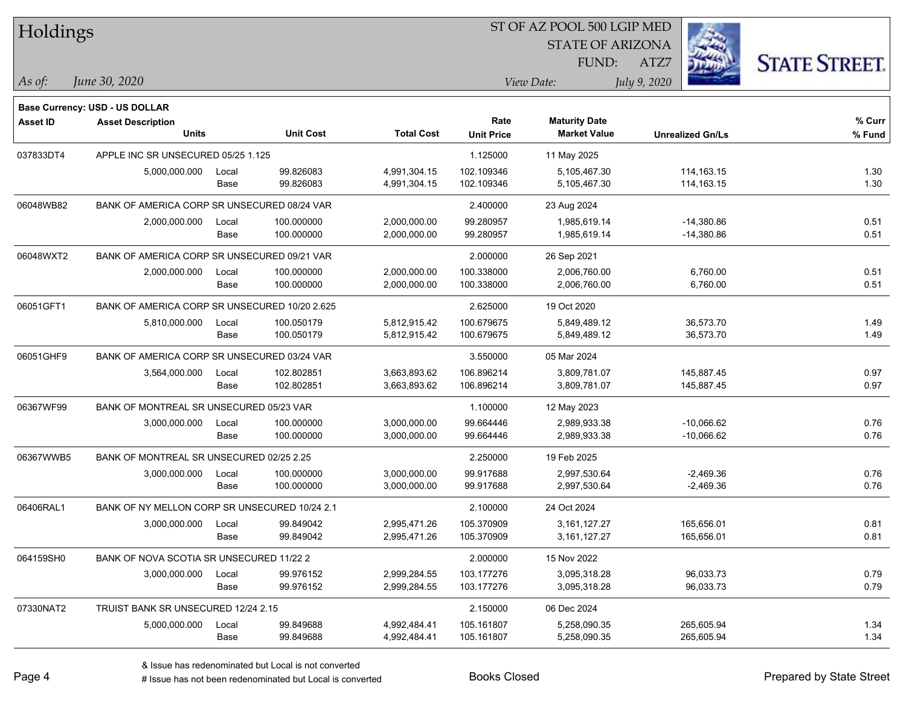# Holdings

ST OF AZ POOL 500 LGIP MED
STATE OF ARIZONA
FUND: ATZ7

*As of:* *June 30, 2020*

*View Date:* *July 9, 2020*

**Base Currency: USD - US DOLLAR**

| Asset ID | Asset Description / Units | | Unit Cost | Total Cost | Rate / Unit Price | Maturity Date / Market Value | Unrealized Gn/Ls | % Curr / % Fund |
|---|---|---|---|---|---|---|---|---|
| 037833DT4 | APPLE INC SR UNSECURED 05/25 1.125 | | | | 1.125000 | 11 May 2025 | | |
| | 5,000,000.000 | Local | 99.826083 | 4,991,304.15 | 102.109346 | 5,105,467.30 | 114,163.15 | 1.30 |
| | | Base | 99.826083 | 4,991,304.15 | 102.109346 | 5,105,467.30 | 114,163.15 | 1.30 |
| 06048WB82 | BANK OF AMERICA CORP SR UNSECURED 08/24 VAR | | | | 2.400000 | 23 Aug 2024 | | |
| | 2,000,000.000 | Local | 100.000000 | 2,000,000.00 | 99.280957 | 1,985,619.14 | -14,380.86 | 0.51 |
| | | Base | 100.000000 | 2,000,000.00 | 99.280957 | 1,985,619.14 | -14,380.86 | 0.51 |
| 06048WXT2 | BANK OF AMERICA CORP SR UNSECURED 09/21 VAR | | | | 2.000000 | 26 Sep 2021 | | |
| | 2,000,000.000 | Local | 100.000000 | 2,000,000.00 | 100.338000 | 2,006,760.00 | 6,760.00 | 0.51 |
| | | Base | 100.000000 | 2,000,000.00 | 100.338000 | 2,006,760.00 | 6,760.00 | 0.51 |
| 06051GFT1 | BANK OF AMERICA CORP SR UNSECURED 10/20 2.625 | | | | 2.625000 | 19 Oct 2020 | | |
| | 5,810,000.000 | Local | 100.050179 | 5,812,915.42 | 100.679675 | 5,849,489.12 | 36,573.70 | 1.49 |
| | | Base | 100.050179 | 5,812,915.42 | 100.679675 | 5,849,489.12 | 36,573.70 | 1.49 |
| 06051GHF9 | BANK OF AMERICA CORP SR UNSECURED 03/24 VAR | | | | 3.550000 | 05 Mar 2024 | | |
| | 3,564,000.000 | Local | 102.802851 | 3,663,893.62 | 106.896214 | 3,809,781.07 | 145,887.45 | 0.97 |
| | | Base | 102.802851 | 3,663,893.62 | 106.896214 | 3,809,781.07 | 145,887.45 | 0.97 |
| 06367WF99 | BANK OF MONTREAL SR UNSECURED 05/23 VAR | | | | 1.100000 | 12 May 2023 | | |
| | 3,000,000.000 | Local | 100.000000 | 3,000,000.00 | 99.664446 | 2,989,933.38 | -10,066.62 | 0.76 |
| | | Base | 100.000000 | 3,000,000.00 | 99.664446 | 2,989,933.38 | -10,066.62 | 0.76 |
| 06367WWB5 | BANK OF MONTREAL SR UNSECURED 02/25 2.25 | | | | 2.250000 | 19 Feb 2025 | | |
| | 3,000,000.000 | Local | 100.000000 | 3,000,000.00 | 99.917688 | 2,997,530.64 | -2,469.36 | 0.76 |
| | | Base | 100.000000 | 3,000,000.00 | 99.917688 | 2,997,530.64 | -2,469.36 | 0.76 |
| 06406RAL1 | BANK OF NY MELLON CORP SR UNSECURED 10/24 2.1 | | | | 2.100000 | 24 Oct 2024 | | |
| | 3,000,000.000 | Local | 99.849042 | 2,995,471.26 | 105.370909 | 3,161,127.27 | 165,656.01 | 0.81 |
| | | Base | 99.849042 | 2,995,471.26 | 105.370909 | 3,161,127.27 | 165,656.01 | 0.81 |
| 064159SH0 | BANK OF NOVA SCOTIA SR UNSECURED 11/22 2 | | | | 2.000000 | 15 Nov 2022 | | |
| | 3,000,000.000 | Local | 99.976152 | 2,999,284.55 | 103.177276 | 3,095,318.28 | 96,033.73 | 0.79 |
| | | Base | 99.976152 | 2,999,284.55 | 103.177276 | 3,095,318.28 | 96,033.73 | 0.79 |
| 07330NAT2 | TRUIST BANK SR UNSECURED 12/24 2.15 | | | | 2.150000 | 06 Dec 2024 | | |
| | 5,000,000.000 | Local | 99.849688 | 4,992,484.41 | 105.161807 | 5,258,090.35 | 265,605.94 | 1.34 |
| | | Base | 99.849688 | 4,992,484.41 | 105.161807 | 5,258,090.35 | 265,605.94 | 1.34 |

& Issue has redenominated but Local is not converted
# Issue has not been redenominated but Local is converted

Books Closed

Prepared by State Street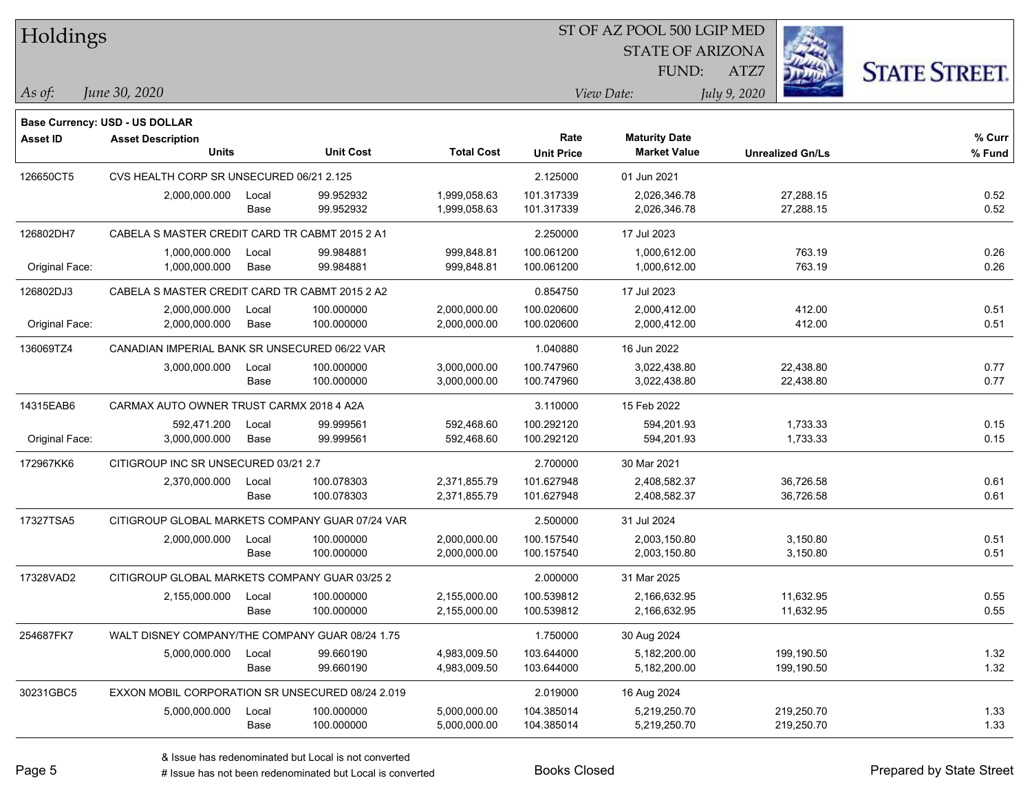# Holdings

ST OF AZ POOL 500 LGIP MED
STATE OF ARIZONA
FUND: ATZ7

*As of:* *June 30, 2020*

*View Date:* *July 9, 2020*

**Base Currency: USD - US DOLLAR**

| Asset ID | Asset Description / Units | | Unit Cost | Total Cost | Rate / Unit Price | Maturity Date / Market Value | Unrealized Gn/Ls | % Curr / % Fund |
|---|---|---|---|---|---|---|---|---|
| 126650CT5 | CVS HEALTH CORP SR UNSECURED 06/21 2.125 | | | | 2.125000 | 01 Jun 2021 | | |
| | 2,000,000.000 | Local | 99.952932 | 1,999,058.63 | 101.317339 | 2,026,346.78 | 27,288.15 | 0.52 |
| | | Base | 99.952932 | 1,999,058.63 | 101.317339 | 2,026,346.78 | 27,288.15 | 0.52 |
| 126802DH7 | CABELA S MASTER CREDIT CARD TR CABMT 2015 2 A1 | | | | 2.250000 | 17 Jul 2023 | | |
| | 1,000,000.000 | Local | 99.984881 | 999,848.81 | 100.061200 | 1,000,612.00 | 763.19 | 0.26 |
| Original Face: | 1,000,000.000 | Base | 99.984881 | 999,848.81 | 100.061200 | 1,000,612.00 | 763.19 | 0.26 |
| 126802DJ3 | CABELA S MASTER CREDIT CARD TR CABMT 2015 2 A2 | | | | 0.854750 | 17 Jul 2023 | | |
| | 2,000,000.000 | Local | 100.000000 | 2,000,000.00 | 100.020600 | 2,000,412.00 | 412.00 | 0.51 |
| Original Face: | 2,000,000.000 | Base | 100.000000 | 2,000,000.00 | 100.020600 | 2,000,412.00 | 412.00 | 0.51 |
| 136069TZ4 | CANADIAN IMPERIAL BANK SR UNSECURED 06/22 VAR | | | | 1.040880 | 16 Jun 2022 | | |
| | 3,000,000.000 | Local | 100.000000 | 3,000,000.00 | 100.747960 | 3,022,438.80 | 22,438.80 | 0.77 |
| | | Base | 100.000000 | 3,000,000.00 | 100.747960 | 3,022,438.80 | 22,438.80 | 0.77 |
| 14315EAB6 | CARMAX AUTO OWNER TRUST CARMX 2018 4 A2A | | | | 3.110000 | 15 Feb 2022 | | |
| | 592,471.200 | Local | 99.999561 | 592,468.60 | 100.292120 | 594,201.93 | 1,733.33 | 0.15 |
| Original Face: | 3,000,000.000 | Base | 99.999561 | 592,468.60 | 100.292120 | 594,201.93 | 1,733.33 | 0.15 |
| 172967KK6 | CITIGROUP INC SR UNSECURED 03/21 2.7 | | | | 2.700000 | 30 Mar 2021 | | |
| | 2,370,000.000 | Local | 100.078303 | 2,371,855.79 | 101.627948 | 2,408,582.37 | 36,726.58 | 0.61 |
| | | Base | 100.078303 | 2,371,855.79 | 101.627948 | 2,408,582.37 | 36,726.58 | 0.61 |
| 17327TSA5 | CITIGROUP GLOBAL MARKETS COMPANY GUAR 07/24 VAR | | | | 2.500000 | 31 Jul 2024 | | |
| | 2,000,000.000 | Local | 100.000000 | 2,000,000.00 | 100.157540 | 2,003,150.80 | 3,150.80 | 0.51 |
| | | Base | 100.000000 | 2,000,000.00 | 100.157540 | 2,003,150.80 | 3,150.80 | 0.51 |
| 17328VAD2 | CITIGROUP GLOBAL MARKETS COMPANY GUAR 03/25 2 | | | | 2.000000 | 31 Mar 2025 | | |
| | 2,155,000.000 | Local | 100.000000 | 2,155,000.00 | 100.539812 | 2,166,632.95 | 11,632.95 | 0.55 |
| | | Base | 100.000000 | 2,155,000.00 | 100.539812 | 2,166,632.95 | 11,632.95 | 0.55 |
| 254687FK7 | WALT DISNEY COMPANY/THE COMPANY GUAR 08/24 1.75 | | | | 1.750000 | 30 Aug 2024 | | |
| | 5,000,000.000 | Local | 99.660190 | 4,983,009.50 | 103.644000 | 5,182,200.00 | 199,190.50 | 1.32 |
| | | Base | 99.660190 | 4,983,009.50 | 103.644000 | 5,182,200.00 | 199,190.50 | 1.32 |
| 30231GBC5 | EXXON MOBIL CORPORATION SR UNSECURED 08/24 2.019 | | | | 2.019000 | 16 Aug 2024 | | |
| | 5,000,000.000 | Local | 100.000000 | 5,000,000.00 | 104.385014 | 5,219,250.70 | 219,250.70 | 1.33 |
| | | Base | 100.000000 | 5,000,000.00 | 104.385014 | 5,219,250.70 | 219,250.70 | 1.33 |

& Issue has redenominated but Local is not converted
# Issue has not been redenominated but Local is converted

Books Closed

Prepared by State Street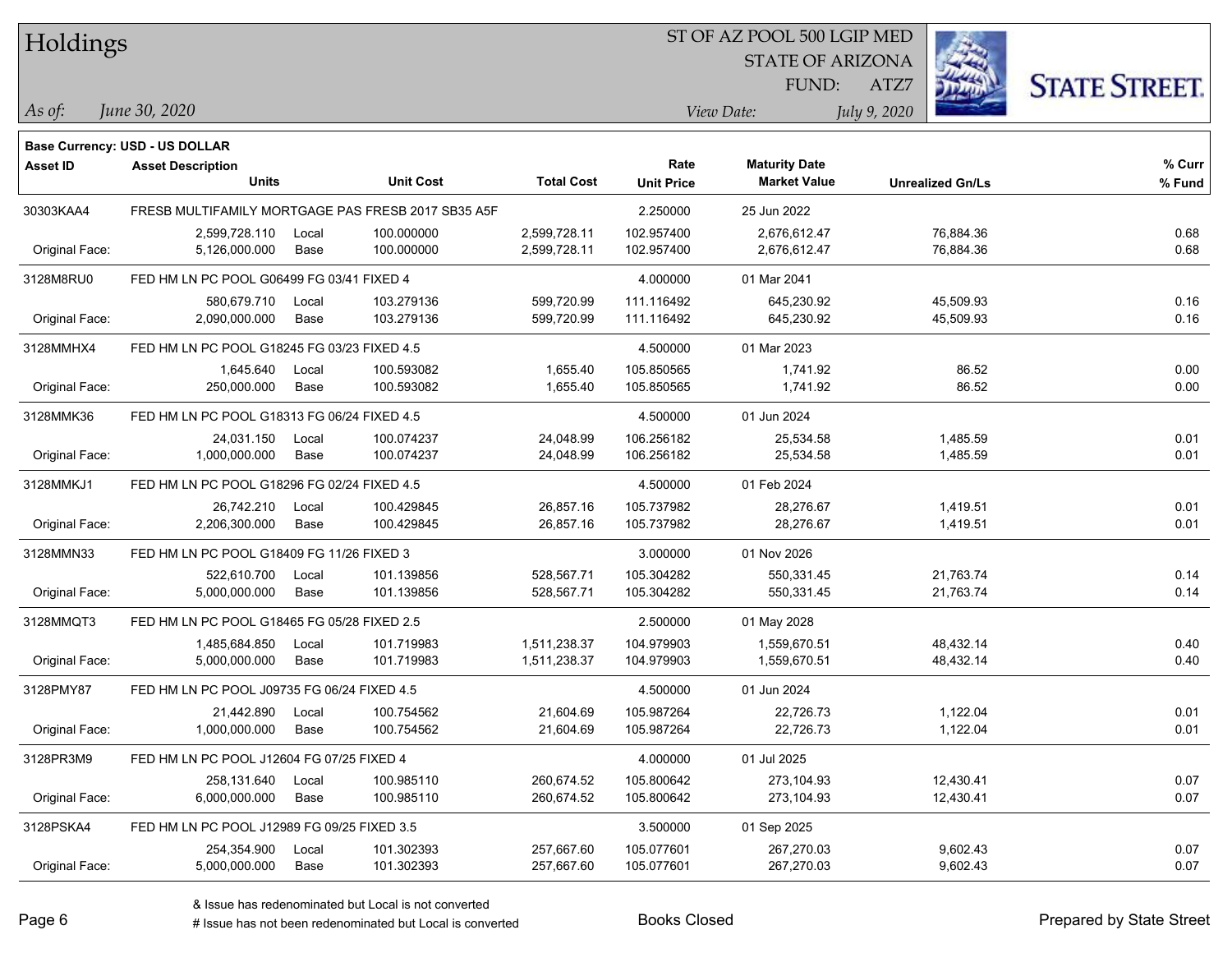# Holdings

ST OF AZ POOL 500 LGIP MED
STATE OF ARIZONA
FUND: ATZ7

*As of:* *June 30, 2020*

*View Date:* *July 9, 2020*

**Base Currency: USD - US DOLLAR**

| Asset ID | Asset Description / Units | | Unit Cost | Total Cost | Rate / Unit Price | Maturity Date / Market Value | Unrealized Gn/Ls | % Curr / % Fund |
|---|---|---|---|---|---|---|---|---|
| 30303KAA4 | FRESB MULTIFAMILY MORTGAGE PAS FRESB 2017 SB35 A5F | | | | 2.250000 | 25 Jun 2022 | | |
| | 2,599,728.110 | Local | 100.000000 | 2,599,728.11 | 102.957400 | 2,676,612.47 | 76,884.36 | 0.68 |
| Original Face: | 5,126,000.000 | Base | 100.000000 | 2,599,728.11 | 102.957400 | 2,676,612.47 | 76,884.36 | 0.68 |
| 3128M8RU0 | FED HM LN PC POOL G06499 FG 03/41 FIXED 4 | | | | 4.000000 | 01 Mar 2041 | | |
| | 580,679.710 | Local | 103.279136 | 599,720.99 | 111.116492 | 645,230.92 | 45,509.93 | 0.16 |
| Original Face: | 2,090,000.000 | Base | 103.279136 | 599,720.99 | 111.116492 | 645,230.92 | 45,509.93 | 0.16 |
| 3128MMHX4 | FED HM LN PC POOL G18245 FG 03/23 FIXED 4.5 | | | | 4.500000 | 01 Mar 2023 | | |
| | 1,645.640 | Local | 100.593082 | 1,655.40 | 105.850565 | 1,741.92 | 86.52 | 0.00 |
| Original Face: | 250,000.000 | Base | 100.593082 | 1,655.40 | 105.850565 | 1,741.92 | 86.52 | 0.00 |
| 3128MMK36 | FED HM LN PC POOL G18313 FG 06/24 FIXED 4.5 | | | | 4.500000 | 01 Jun 2024 | | |
| | 24,031.150 | Local | 100.074237 | 24,048.99 | 106.256182 | 25,534.58 | 1,485.59 | 0.01 |
| Original Face: | 1,000,000.000 | Base | 100.074237 | 24,048.99 | 106.256182 | 25,534.58 | 1,485.59 | 0.01 |
| 3128MMKJ1 | FED HM LN PC POOL G18296 FG 02/24 FIXED 4.5 | | | | 4.500000 | 01 Feb 2024 | | |
| | 26,742.210 | Local | 100.429845 | 26,857.16 | 105.737982 | 28,276.67 | 1,419.51 | 0.01 |
| Original Face: | 2,206,300.000 | Base | 100.429845 | 26,857.16 | 105.737982 | 28,276.67 | 1,419.51 | 0.01 |
| 3128MMN33 | FED HM LN PC POOL G18409 FG 11/26 FIXED 3 | | | | 3.000000 | 01 Nov 2026 | | |
| | 522,610.700 | Local | 101.139856 | 528,567.71 | 105.304282 | 550,331.45 | 21,763.74 | 0.14 |
| Original Face: | 5,000,000.000 | Base | 101.139856 | 528,567.71 | 105.304282 | 550,331.45 | 21,763.74 | 0.14 |
| 3128MMQT3 | FED HM LN PC POOL G18465 FG 05/28 FIXED 2.5 | | | | 2.500000 | 01 May 2028 | | |
| | 1,485,684.850 | Local | 101.719983 | 1,511,238.37 | 104.979903 | 1,559,670.51 | 48,432.14 | 0.40 |
| Original Face: | 5,000,000.000 | Base | 101.719983 | 1,511,238.37 | 104.979903 | 1,559,670.51 | 48,432.14 | 0.40 |
| 3128PMY87 | FED HM LN PC POOL J09735 FG 06/24 FIXED 4.5 | | | | 4.500000 | 01 Jun 2024 | | |
| | 21,442.890 | Local | 100.754562 | 21,604.69 | 105.987264 | 22,726.73 | 1,122.04 | 0.01 |
| Original Face: | 1,000,000.000 | Base | 100.754562 | 21,604.69 | 105.987264 | 22,726.73 | 1,122.04 | 0.01 |
| 3128PR3M9 | FED HM LN PC POOL J12604 FG 07/25 FIXED 4 | | | | 4.000000 | 01 Jul 2025 | | |
| | 258,131.640 | Local | 100.985110 | 260,674.52 | 105.800642 | 273,104.93 | 12,430.41 | 0.07 |
| Original Face: | 6,000,000.000 | Base | 100.985110 | 260,674.52 | 105.800642 | 273,104.93 | 12,430.41 | 0.07 |
| 3128PSKA4 | FED HM LN PC POOL J12989 FG 09/25 FIXED 3.5 | | | | 3.500000 | 01 Sep 2025 | | |
| | 254,354.900 | Local | 101.302393 | 257,667.60 | 105.077601 | 267,270.03 | 9,602.43 | 0.07 |
| Original Face: | 5,000,000.000 | Base | 101.302393 | 257,667.60 | 105.077601 | 267,270.03 | 9,602.43 | 0.07 |

& Issue has redenominated but Local is not converted
# Issue has not been redenominated but Local is converted

Books Closed

Prepared by State Street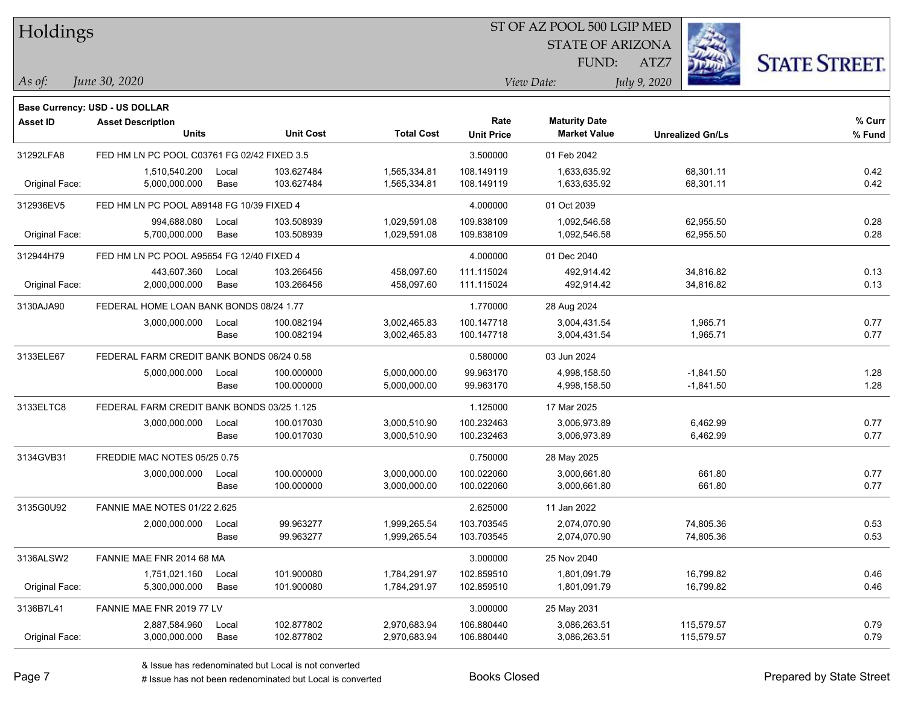# Holdings

ST OF AZ POOL 500 LGIP MED
STATE OF ARIZONA
FUND: ATZ7

*As of:* *June 30, 2020*
*View Date:* *July 9, 2020*

**Base Currency: USD - US DOLLAR**

| Asset ID | Asset Description / Units | | Unit Cost | Total Cost | Rate / Unit Price | Maturity Date / Market Value | Unrealized Gn/Ls | % Curr / % Fund |
|---|---|---|---|---|---|---|---|---|
| 31292LFA8 | FED HM LN PC POOL C03761 FG 02/42 FIXED 3.5 | | | | 3.500000 | 01 Feb 2042 | | |
| | 1,510,540.200 | Local | 103.627484 | 1,565,334.81 | 108.149119 | 1,633,635.92 | 68,301.11 | 0.42 |
| Original Face: | 5,000,000.000 | Base | 103.627484 | 1,565,334.81 | 108.149119 | 1,633,635.92 | 68,301.11 | 0.42 |
| 312936EV5 | FED HM LN PC POOL A89148 FG 10/39 FIXED 4 | | | | 4.000000 | 01 Oct 2039 | | |
| | 994,688.080 | Local | 103.508939 | 1,029,591.08 | 109.838109 | 1,092,546.58 | 62,955.50 | 0.28 |
| Original Face: | 5,700,000.000 | Base | 103.508939 | 1,029,591.08 | 109.838109 | 1,092,546.58 | 62,955.50 | 0.28 |
| 312944H79 | FED HM LN PC POOL A95654 FG 12/40 FIXED 4 | | | | 4.000000 | 01 Dec 2040 | | |
| | 443,607.360 | Local | 103.266456 | 458,097.60 | 111.115024 | 492,914.42 | 34,816.82 | 0.13 |
| Original Face: | 2,000,000.000 | Base | 103.266456 | 458,097.60 | 111.115024 | 492,914.42 | 34,816.82 | 0.13 |
| 3130AJA90 | FEDERAL HOME LOAN BANK BONDS 08/24 1.77 | | | | 1.770000 | 28 Aug 2024 | | |
| | 3,000,000.000 | Local | 100.082194 | 3,002,465.83 | 100.147718 | 3,004,431.54 | 1,965.71 | 0.77 |
| | | Base | 100.082194 | 3,002,465.83 | 100.147718 | 3,004,431.54 | 1,965.71 | 0.77 |
| 3133ELE67 | FEDERAL FARM CREDIT BANK BONDS 06/24 0.58 | | | | 0.580000 | 03 Jun 2024 | | |
| | 5,000,000.000 | Local | 100.000000 | 5,000,000.00 | 99.963170 | 4,998,158.50 | -1,841.50 | 1.28 |
| | | Base | 100.000000 | 5,000,000.00 | 99.963170 | 4,998,158.50 | -1,841.50 | 1.28 |
| 3133ELTC8 | FEDERAL FARM CREDIT BANK BONDS 03/25 1.125 | | | | 1.125000 | 17 Mar 2025 | | |
| | 3,000,000.000 | Local | 100.017030 | 3,000,510.90 | 100.232463 | 3,006,973.89 | 6,462.99 | 0.77 |
| | | Base | 100.017030 | 3,000,510.90 | 100.232463 | 3,006,973.89 | 6,462.99 | 0.77 |
| 3134GVB31 | FREDDIE MAC NOTES 05/25 0.75 | | | | 0.750000 | 28 May 2025 | | |
| | 3,000,000.000 | Local | 100.000000 | 3,000,000.00 | 100.022060 | 3,000,661.80 | 661.80 | 0.77 |
| | | Base | 100.000000 | 3,000,000.00 | 100.022060 | 3,000,661.80 | 661.80 | 0.77 |
| 3135G0U92 | FANNIE MAE NOTES 01/22 2.625 | | | | 2.625000 | 11 Jan 2022 | | |
| | 2,000,000.000 | Local | 99.963277 | 1,999,265.54 | 103.703545 | 2,074,070.90 | 74,805.36 | 0.53 |
| | | Base | 99.963277 | 1,999,265.54 | 103.703545 | 2,074,070.90 | 74,805.36 | 0.53 |
| 3136ALSW2 | FANNIE MAE FNR 2014 68 MA | | | | 3.000000 | 25 Nov 2040 | | |
| | 1,751,021.160 | Local | 101.900080 | 1,784,291.97 | 102.859510 | 1,801,091.79 | 16,799.82 | 0.46 |
| Original Face: | 5,300,000.000 | Base | 101.900080 | 1,784,291.97 | 102.859510 | 1,801,091.79 | 16,799.82 | 0.46 |
| 3136B7L41 | FANNIE MAE FNR 2019 77 LV | | | | 3.000000 | 25 May 2031 | | |
| | 2,887,584.960 | Local | 102.877802 | 2,970,683.94 | 106.880440 | 3,086,263.51 | 115,579.57 | 0.79 |
| Original Face: | 3,000,000.000 | Base | 102.877802 | 2,970,683.94 | 106.880440 | 3,086,263.51 | 115,579.57 | 0.79 |

& Issue has redenominated but Local is not converted
# Issue has not been redenominated but Local is converted

Books Closed

Prepared by State Street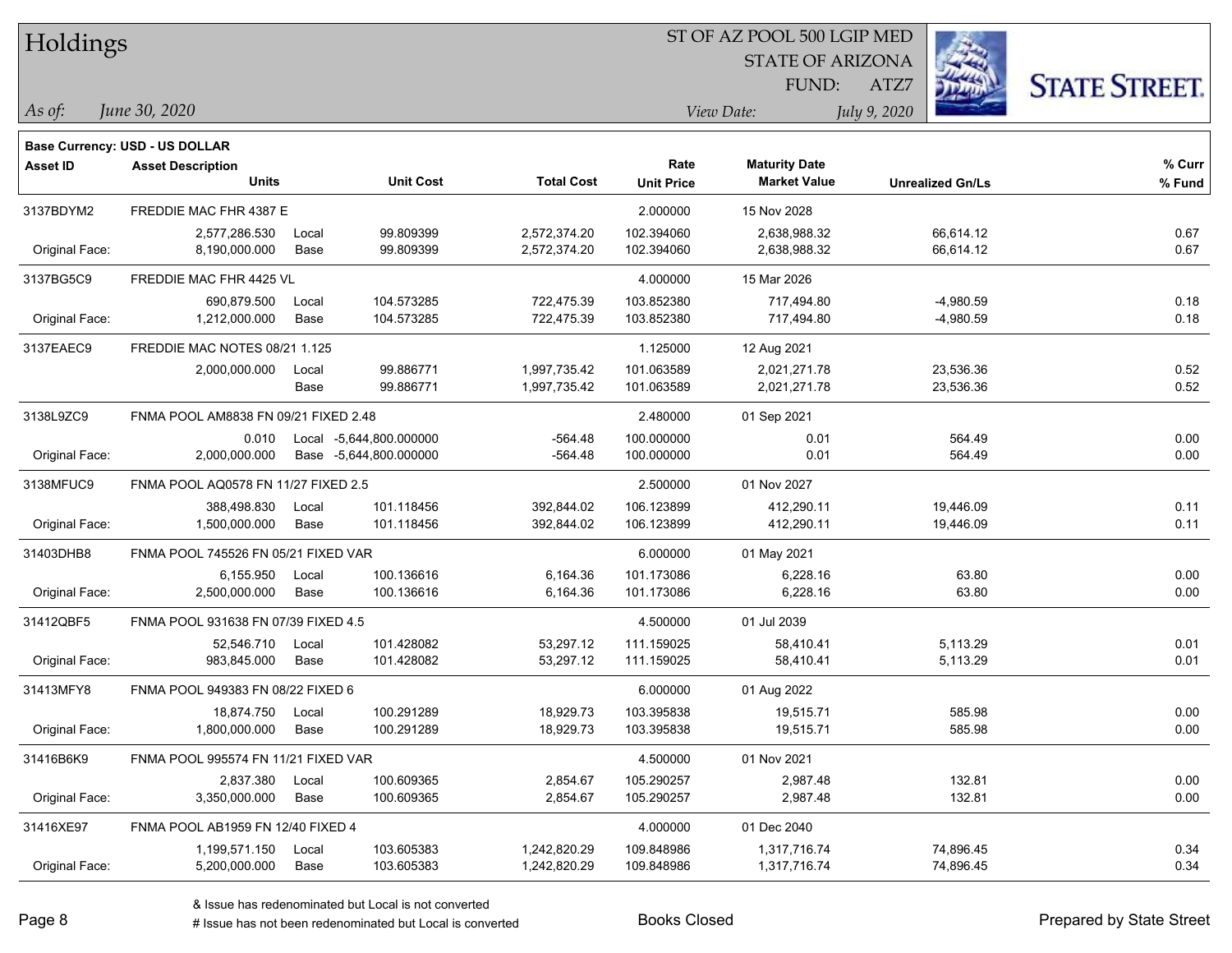# Holdings

ST OF AZ POOL 500 LGIP MED
STATE OF ARIZONA
FUND: ATZ7

*As of:* *June 30, 2020*
*View Date:* *July 9, 2020*

**Base Currency: USD - US DOLLAR**

| Asset ID | Asset Description / Units | | Unit Cost | Total Cost | Rate / Unit Price | Maturity Date / Market Value | Unrealized Gn/Ls | % Curr / % Fund |
|---|---|---|---|---|---|---|---|---|
| 3137BDYM2 | FREDDIE MAC FHR 4387 E | | | | 2.000000 | 15 Nov 2028 | | |
| | 2,577,286.530 | Local | 99.809399 | 2,572,374.20 | 102.394060 | 2,638,988.32 | 66,614.12 | 0.67 |
| Original Face: | 8,190,000.000 | Base | 99.809399 | 2,572,374.20 | 102.394060 | 2,638,988.32 | 66,614.12 | 0.67 |
| 3137BG5C9 | FREDDIE MAC FHR 4425 VL | | | | 4.000000 | 15 Mar 2026 | | |
| | 690,879.500 | Local | 104.573285 | 722,475.39 | 103.852380 | 717,494.80 | -4,980.59 | 0.18 |
| Original Face: | 1,212,000.000 | Base | 104.573285 | 722,475.39 | 103.852380 | 717,494.80 | -4,980.59 | 0.18 |
| 3137EAEC9 | FREDDIE MAC NOTES 08/21 1.125 | | | | 1.125000 | 12 Aug 2021 | | |
| | 2,000,000.000 | Local | 99.886771 | 1,997,735.42 | 101.063589 | 2,021,271.78 | 23,536.36 | 0.52 |
| | | Base | 99.886771 | 1,997,735.42 | 101.063589 | 2,021,271.78 | 23,536.36 | 0.52 |
| 3138L9ZC9 | FNMA POOL AM8838 FN 09/21 FIXED 2.48 | | | | 2.480000 | 01 Sep 2021 | | |
| | 0.010 | Local | -5,644,800.000000 | -564.48 | 100.000000 | 0.01 | 564.49 | 0.00 |
| Original Face: | 2,000,000.000 | Base | -5,644,800.000000 | -564.48 | 100.000000 | 0.01 | 564.49 | 0.00 |
| 3138MFUC9 | FNMA POOL AQ0578 FN 11/27 FIXED 2.5 | | | | 2.500000 | 01 Nov 2027 | | |
| | 388,498.830 | Local | 101.118456 | 392,844.02 | 106.123899 | 412,290.11 | 19,446.09 | 0.11 |
| Original Face: | 1,500,000.000 | Base | 101.118456 | 392,844.02 | 106.123899 | 412,290.11 | 19,446.09 | 0.11 |
| 31403DHB8 | FNMA POOL 745526 FN 05/21 FIXED VAR | | | | 6.000000 | 01 May 2021 | | |
| | 6,155.950 | Local | 100.136616 | 6,164.36 | 101.173086 | 6,228.16 | 63.80 | 0.00 |
| Original Face: | 2,500,000.000 | Base | 100.136616 | 6,164.36 | 101.173086 | 6,228.16 | 63.80 | 0.00 |
| 31412QBF5 | FNMA POOL 931638 FN 07/39 FIXED 4.5 | | | | 4.500000 | 01 Jul 2039 | | |
| | 52,546.710 | Local | 101.428082 | 53,297.12 | 111.159025 | 58,410.41 | 5,113.29 | 0.01 |
| Original Face: | 983,845.000 | Base | 101.428082 | 53,297.12 | 111.159025 | 58,410.41 | 5,113.29 | 0.01 |
| 31413MFY8 | FNMA POOL 949383 FN 08/22 FIXED 6 | | | | 6.000000 | 01 Aug 2022 | | |
| | 18,874.750 | Local | 100.291289 | 18,929.73 | 103.395838 | 19,515.71 | 585.98 | 0.00 |
| Original Face: | 1,800,000.000 | Base | 100.291289 | 18,929.73 | 103.395838 | 19,515.71 | 585.98 | 0.00 |
| 31416B6K9 | FNMA POOL 995574 FN 11/21 FIXED VAR | | | | 4.500000 | 01 Nov 2021 | | |
| | 2,837.380 | Local | 100.609365 | 2,854.67 | 105.290257 | 2,987.48 | 132.81 | 0.00 |
| Original Face: | 3,350,000.000 | Base | 100.609365 | 2,854.67 | 105.290257 | 2,987.48 | 132.81 | 0.00 |
| 31416XE97 | FNMA POOL AB1959 FN 12/40 FIXED 4 | | | | 4.000000 | 01 Dec 2040 | | |
| | 1,199,571.150 | Local | 103.605383 | 1,242,820.29 | 109.848986 | 1,317,716.74 | 74,896.45 | 0.34 |
| Original Face: | 5,200,000.000 | Base | 103.605383 | 1,242,820.29 | 109.848986 | 1,317,716.74 | 74,896.45 | 0.34 |

& Issue has redenominated but Local is not converted
# Issue has not been redenominated but Local is converted

Books Closed

Prepared by State Street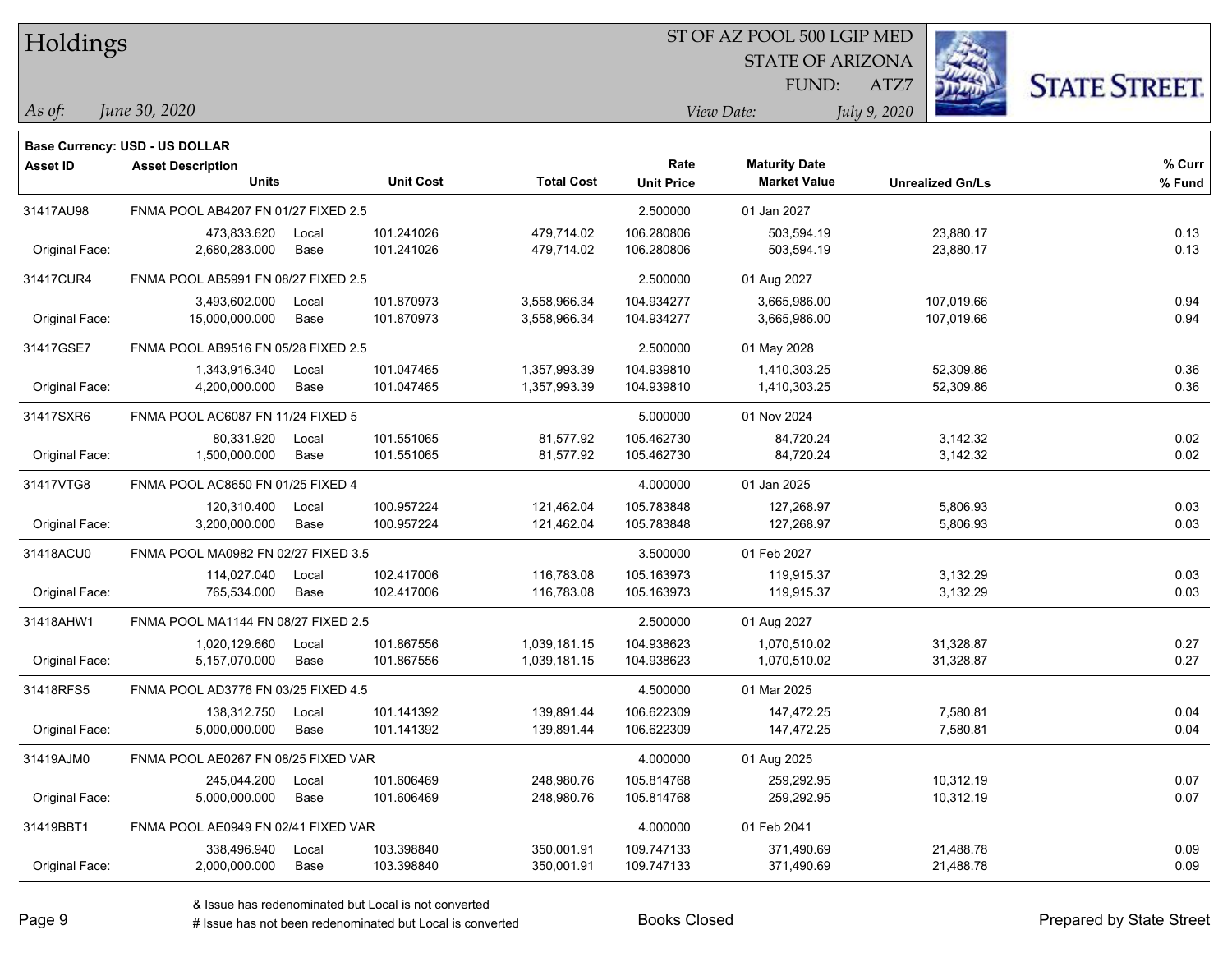# Holdings

ST OF AZ POOL 500 LGIP MED
STATE OF ARIZONA
FUND: ATZ7

*As of:* *June 30, 2020*

*View Date:* *July 9, 2020*

**Base Currency: USD - US DOLLAR**

| Asset ID | Asset Description / Units | | Unit Cost | Total Cost | Rate / Unit Price | Maturity Date / Market Value | Unrealized Gn/Ls | % Curr / % Fund |
|---|---|---|---|---|---|---|---|---|
| 31417AU98 | FNMA POOL AB4207 FN 01/27 FIXED 2.5 | | | | 2.500000 | 01 Jan 2027 | | |
| | 473,833.620 | Local | 101.241026 | 479,714.02 | 106.280806 | 503,594.19 | 23,880.17 | 0.13 |
| Original Face: | 2,680,283.000 | Base | 101.241026 | 479,714.02 | 106.280806 | 503,594.19 | 23,880.17 | 0.13 |
| 31417CUR4 | FNMA POOL AB5991 FN 08/27 FIXED 2.5 | | | | 2.500000 | 01 Aug 2027 | | |
| | 3,493,602.000 | Local | 101.870973 | 3,558,966.34 | 104.934277 | 3,665,986.00 | 107,019.66 | 0.94 |
| Original Face: | 15,000,000.000 | Base | 101.870973 | 3,558,966.34 | 104.934277 | 3,665,986.00 | 107,019.66 | 0.94 |
| 31417GSE7 | FNMA POOL AB9516 FN 05/28 FIXED 2.5 | | | | 2.500000 | 01 May 2028 | | |
| | 1,343,916.340 | Local | 101.047465 | 1,357,993.39 | 104.939810 | 1,410,303.25 | 52,309.86 | 0.36 |
| Original Face: | 4,200,000.000 | Base | 101.047465 | 1,357,993.39 | 104.939810 | 1,410,303.25 | 52,309.86 | 0.36 |
| 31417SXR6 | FNMA POOL AC6087 FN 11/24 FIXED 5 | | | | 5.000000 | 01 Nov 2024 | | |
| | 80,331.920 | Local | 101.551065 | 81,577.92 | 105.462730 | 84,720.24 | 3,142.32 | 0.02 |
| Original Face: | 1,500,000.000 | Base | 101.551065 | 81,577.92 | 105.462730 | 84,720.24 | 3,142.32 | 0.02 |
| 31417VTG8 | FNMA POOL AC8650 FN 01/25 FIXED 4 | | | | 4.000000 | 01 Jan 2025 | | |
| | 120,310.400 | Local | 100.957224 | 121,462.04 | 105.783848 | 127,268.97 | 5,806.93 | 0.03 |
| Original Face: | 3,200,000.000 | Base | 100.957224 | 121,462.04 | 105.783848 | 127,268.97 | 5,806.93 | 0.03 |
| 31418ACU0 | FNMA POOL MA0982 FN 02/27 FIXED 3.5 | | | | 3.500000 | 01 Feb 2027 | | |
| | 114,027.040 | Local | 102.417006 | 116,783.08 | 105.163973 | 119,915.37 | 3,132.29 | 0.03 |
| Original Face: | 765,534.000 | Base | 102.417006 | 116,783.08 | 105.163973 | 119,915.37 | 3,132.29 | 0.03 |
| 31418AHW1 | FNMA POOL MA1144 FN 08/27 FIXED 2.5 | | | | 2.500000 | 01 Aug 2027 | | |
| | 1,020,129.660 | Local | 101.867556 | 1,039,181.15 | 104.938623 | 1,070,510.02 | 31,328.87 | 0.27 |
| Original Face: | 5,157,070.000 | Base | 101.867556 | 1,039,181.15 | 104.938623 | 1,070,510.02 | 31,328.87 | 0.27 |
| 31418RFS5 | FNMA POOL AD3776 FN 03/25 FIXED 4.5 | | | | 4.500000 | 01 Mar 2025 | | |
| | 138,312.750 | Local | 101.141392 | 139,891.44 | 106.622309 | 147,472.25 | 7,580.81 | 0.04 |
| Original Face: | 5,000,000.000 | Base | 101.141392 | 139,891.44 | 106.622309 | 147,472.25 | 7,580.81 | 0.04 |
| 31419AJM0 | FNMA POOL AE0267 FN 08/25 FIXED VAR | | | | 4.000000 | 01 Aug 2025 | | |
| | 245,044.200 | Local | 101.606469 | 248,980.76 | 105.814768 | 259,292.95 | 10,312.19 | 0.07 |
| Original Face: | 5,000,000.000 | Base | 101.606469 | 248,980.76 | 105.814768 | 259,292.95 | 10,312.19 | 0.07 |
| 31419BBT1 | FNMA POOL AE0949 FN 02/41 FIXED VAR | | | | 4.000000 | 01 Feb 2041 | | |
| | 338,496.940 | Local | 103.398840 | 350,001.91 | 109.747133 | 371,490.69 | 21,488.78 | 0.09 |
| Original Face: | 2,000,000.000 | Base | 103.398840 | 350,001.91 | 109.747133 | 371,490.69 | 21,488.78 | 0.09 |

& Issue has redenominated but Local is not converted
# Issue has not been redenominated but Local is converted

Books Closed

Prepared by State Street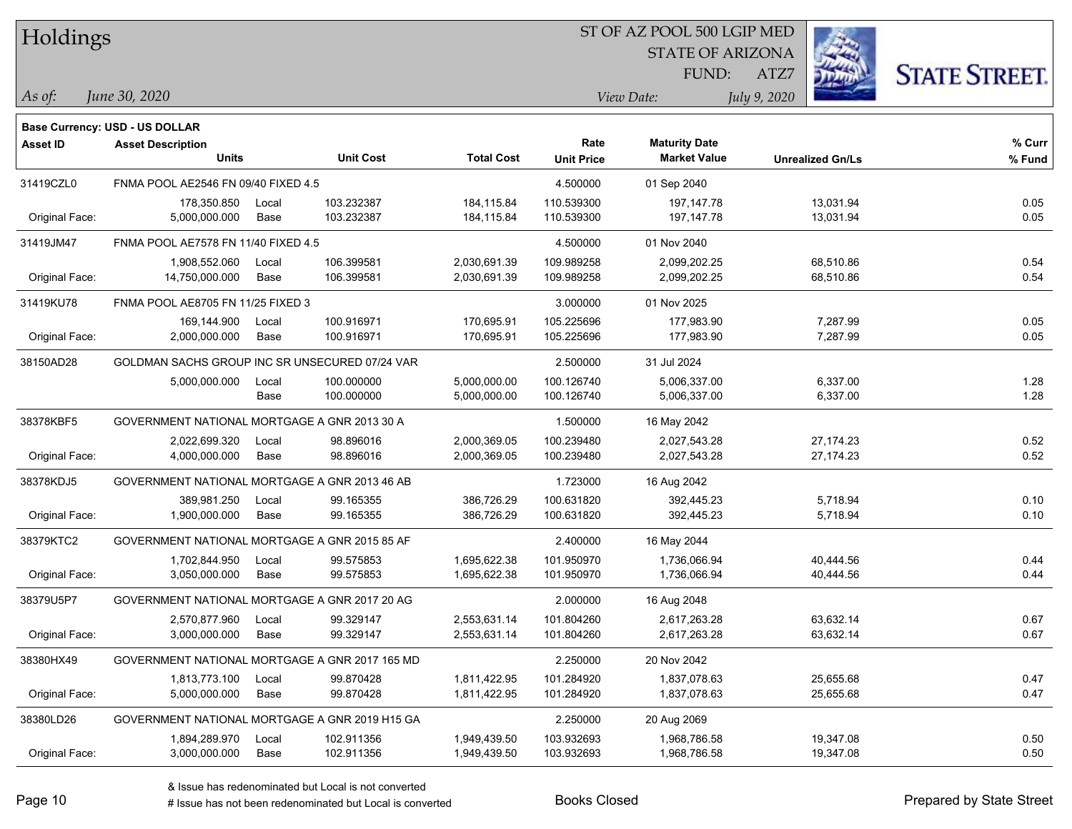# Holdings

ST OF AZ POOL 500 LGIP MED
STATE OF ARIZONA
FUND: ATZ7

*As of:* *June 30, 2020*
*View Date:* *July 9, 2020*

**Base Currency: USD - US DOLLAR**

| Asset ID | Asset Description / Units | | Unit Cost | Total Cost | Rate / Unit Price | Maturity Date / Market Value | Unrealized Gn/Ls | % Curr / % Fund |
|---|---|---|---|---|---|---|---|---|
| 31419CZL0 | FNMA POOL AE2546 FN 09/40 FIXED 4.5 | | | | 4.500000 | 01 Sep 2040 | | |
| | 178,350.850 | Local | 103.232387 | 184,115.84 | 110.539300 | 197,147.78 | 13,031.94 | 0.05 |
| Original Face: | 5,000,000.000 | Base | 103.232387 | 184,115.84 | 110.539300 | 197,147.78 | 13,031.94 | 0.05 |
| 31419JM47 | FNMA POOL AE7578 FN 11/40 FIXED 4.5 | | | | 4.500000 | 01 Nov 2040 | | |
| | 1,908,552.060 | Local | 106.399581 | 2,030,691.39 | 109.989258 | 2,099,202.25 | 68,510.86 | 0.54 |
| Original Face: | 14,750,000.000 | Base | 106.399581 | 2,030,691.39 | 109.989258 | 2,099,202.25 | 68,510.86 | 0.54 |
| 31419KU78 | FNMA POOL AE8705 FN 11/25 FIXED 3 | | | | 3.000000 | 01 Nov 2025 | | |
| | 169,144.900 | Local | 100.916971 | 170,695.91 | 105.225696 | 177,983.90 | 7,287.99 | 0.05 |
| Original Face: | 2,000,000.000 | Base | 100.916971 | 170,695.91 | 105.225696 | 177,983.90 | 7,287.99 | 0.05 |
| 38150AD28 | GOLDMAN SACHS GROUP INC SR UNSECURED 07/24 VAR | | | | 2.500000 | 31 Jul 2024 | | |
| | 5,000,000.000 | Local | 100.000000 | 5,000,000.00 | 100.126740 | 5,006,337.00 | 6,337.00 | 1.28 |
| | | Base | 100.000000 | 5,000,000.00 | 100.126740 | 5,006,337.00 | 6,337.00 | 1.28 |
| 38378KBF5 | GOVERNMENT NATIONAL MORTGAGE A GNR 2013 30 A | | | | 1.500000 | 16 May 2042 | | |
| | 2,022,699.320 | Local | 98.896016 | 2,000,369.05 | 100.239480 | 2,027,543.28 | 27,174.23 | 0.52 |
| Original Face: | 4,000,000.000 | Base | 98.896016 | 2,000,369.05 | 100.239480 | 2,027,543.28 | 27,174.23 | 0.52 |
| 38378KDJ5 | GOVERNMENT NATIONAL MORTGAGE A GNR 2013 46 AB | | | | 1.723000 | 16 Aug 2042 | | |
| | 389,981.250 | Local | 99.165355 | 386,726.29 | 100.631820 | 392,445.23 | 5,718.94 | 0.10 |
| Original Face: | 1,900,000.000 | Base | 99.165355 | 386,726.29 | 100.631820 | 392,445.23 | 5,718.94 | 0.10 |
| 38379KTC2 | GOVERNMENT NATIONAL MORTGAGE A GNR 2015 85 AF | | | | 2.400000 | 16 May 2044 | | |
| | 1,702,844.950 | Local | 99.575853 | 1,695,622.38 | 101.950970 | 1,736,066.94 | 40,444.56 | 0.44 |
| Original Face: | 3,050,000.000 | Base | 99.575853 | 1,695,622.38 | 101.950970 | 1,736,066.94 | 40,444.56 | 0.44 |
| 38379U5P7 | GOVERNMENT NATIONAL MORTGAGE A GNR 2017 20 AG | | | | 2.000000 | 16 Aug 2048 | | |
| | 2,570,877.960 | Local | 99.329147 | 2,553,631.14 | 101.804260 | 2,617,263.28 | 63,632.14 | 0.67 |
| Original Face: | 3,000,000.000 | Base | 99.329147 | 2,553,631.14 | 101.804260 | 2,617,263.28 | 63,632.14 | 0.67 |
| 38380HX49 | GOVERNMENT NATIONAL MORTGAGE A GNR 2017 165 MD | | | | 2.250000 | 20 Nov 2042 | | |
| | 1,813,773.100 | Local | 99.870428 | 1,811,422.95 | 101.284920 | 1,837,078.63 | 25,655.68 | 0.47 |
| Original Face: | 5,000,000.000 | Base | 99.870428 | 1,811,422.95 | 101.284920 | 1,837,078.63 | 25,655.68 | 0.47 |
| 38380LD26 | GOVERNMENT NATIONAL MORTGAGE A GNR 2019 H15 GA | | | | 2.250000 | 20 Aug 2069 | | |
| | 1,894,289.970 | Local | 102.911356 | 1,949,439.50 | 103.932693 | 1,968,786.58 | 19,347.08 | 0.50 |
| Original Face: | 3,000,000.000 | Base | 102.911356 | 1,949,439.50 | 103.932693 | 1,968,786.58 | 19,347.08 | 0.50 |

& Issue has redenominated but Local is not converted
# Issue has not been redenominated but Local is converted

Books Closed

Prepared by State Street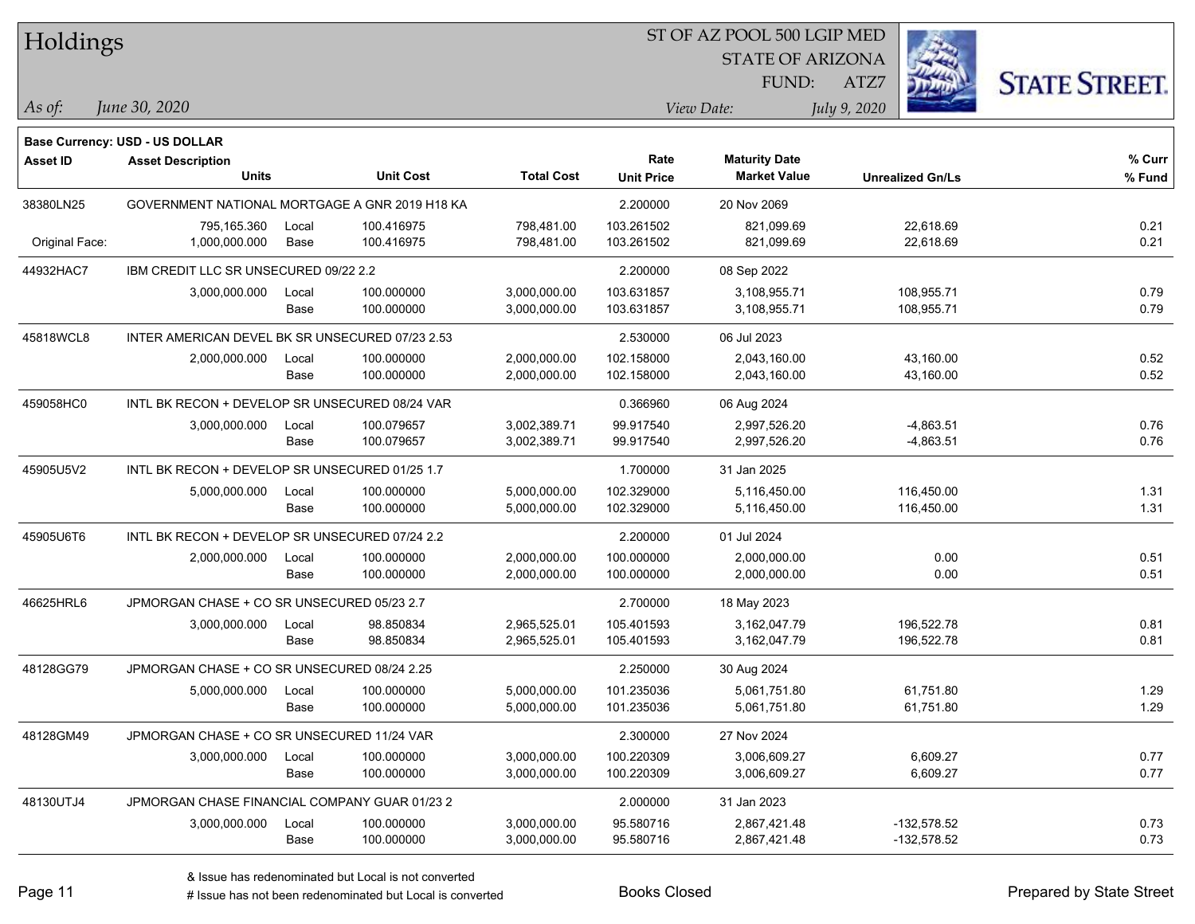# Holdings

ST OF AZ POOL 500 LGIP MED
STATE OF ARIZONA
FUND: ATZ7

*As of:* *June 30, 2020*

*View Date:* *July 9, 2020*

**Base Currency: USD - US DOLLAR**

| Asset ID | Asset Description / Units | | Unit Cost | Total Cost | Rate / Unit Price | Maturity Date / Market Value | Unrealized Gn/Ls | % Curr / % Fund |
|---|---|---|---|---|---|---|---|---|
| 38380LN25 | GOVERNMENT NATIONAL MORTGAGE A GNR 2019 H18 KA | | | | 2.200000 | 20 Nov 2069 | | |
| | 795,165.360 | Local | 100.416975 | 798,481.00 | 103.261502 | 821,099.69 | 22,618.69 | 0.21 |
| Original Face: | 1,000,000.000 | Base | 100.416975 | 798,481.00 | 103.261502 | 821,099.69 | 22,618.69 | 0.21 |
| 44932HAC7 | IBM CREDIT LLC SR UNSECURED 09/22 2.2 | | | | 2.200000 | 08 Sep 2022 | | |
| | 3,000,000.000 | Local | 100.000000 | 3,000,000.00 | 103.631857 | 3,108,955.71 | 108,955.71 | 0.79 |
| | | Base | 100.000000 | 3,000,000.00 | 103.631857 | 3,108,955.71 | 108,955.71 | 0.79 |
| 45818WCL8 | INTER AMERICAN DEVEL BK SR UNSECURED 07/23 2.53 | | | | 2.530000 | 06 Jul 2023 | | |
| | 2,000,000.000 | Local | 100.000000 | 2,000,000.00 | 102.158000 | 2,043,160.00 | 43,160.00 | 0.52 |
| | | Base | 100.000000 | 2,000,000.00 | 102.158000 | 2,043,160.00 | 43,160.00 | 0.52 |
| 459058HC0 | INTL BK RECON + DEVELOP SR UNSECURED 08/24 VAR | | | | 0.366960 | 06 Aug 2024 | | |
| | 3,000,000.000 | Local | 100.079657 | 3,002,389.71 | 99.917540 | 2,997,526.20 | -4,863.51 | 0.76 |
| | | Base | 100.079657 | 3,002,389.71 | 99.917540 | 2,997,526.20 | -4,863.51 | 0.76 |
| 45905U5V2 | INTL BK RECON + DEVELOP SR UNSECURED 01/25 1.7 | | | | 1.700000 | 31 Jan 2025 | | |
| | 5,000,000.000 | Local | 100.000000 | 5,000,000.00 | 102.329000 | 5,116,450.00 | 116,450.00 | 1.31 |
| | | Base | 100.000000 | 5,000,000.00 | 102.329000 | 5,116,450.00 | 116,450.00 | 1.31 |
| 45905U6T6 | INTL BK RECON + DEVELOP SR UNSECURED 07/24 2.2 | | | | 2.200000 | 01 Jul 2024 | | |
| | 2,000,000.000 | Local | 100.000000 | 2,000,000.00 | 100.000000 | 2,000,000.00 | 0.00 | 0.51 |
| | | Base | 100.000000 | 2,000,000.00 | 100.000000 | 2,000,000.00 | 0.00 | 0.51 |
| 46625HRL6 | JPMORGAN CHASE + CO SR UNSECURED 05/23 2.7 | | | | 2.700000 | 18 May 2023 | | |
| | 3,000,000.000 | Local | 98.850834 | 2,965,525.01 | 105.401593 | 3,162,047.79 | 196,522.78 | 0.81 |
| | | Base | 98.850834 | 2,965,525.01 | 105.401593 | 3,162,047.79 | 196,522.78 | 0.81 |
| 48128GG79 | JPMORGAN CHASE + CO SR UNSECURED 08/24 2.25 | | | | 2.250000 | 30 Aug 2024 | | |
| | 5,000,000.000 | Local | 100.000000 | 5,000,000.00 | 101.235036 | 5,061,751.80 | 61,751.80 | 1.29 |
| | | Base | 100.000000 | 5,000,000.00 | 101.235036 | 5,061,751.80 | 61,751.80 | 1.29 |
| 48128GM49 | JPMORGAN CHASE + CO SR UNSECURED 11/24 VAR | | | | 2.300000 | 27 Nov 2024 | | |
| | 3,000,000.000 | Local | 100.000000 | 3,000,000.00 | 100.220309 | 3,006,609.27 | 6,609.27 | 0.77 |
| | | Base | 100.000000 | 3,000,000.00 | 100.220309 | 3,006,609.27 | 6,609.27 | 0.77 |
| 48130UTJ4 | JPMORGAN CHASE FINANCIAL COMPANY GUAR 01/23 2 | | | | 2.000000 | 31 Jan 2023 | | |
| | 3,000,000.000 | Local | 100.000000 | 3,000,000.00 | 95.580716 | 2,867,421.48 | -132,578.52 | 0.73 |
| | | Base | 100.000000 | 3,000,000.00 | 95.580716 | 2,867,421.48 | -132,578.52 | 0.73 |

& Issue has redenominated but Local is not converted
# Issue has not been redenominated but Local is converted

Books Closed

Prepared by State Street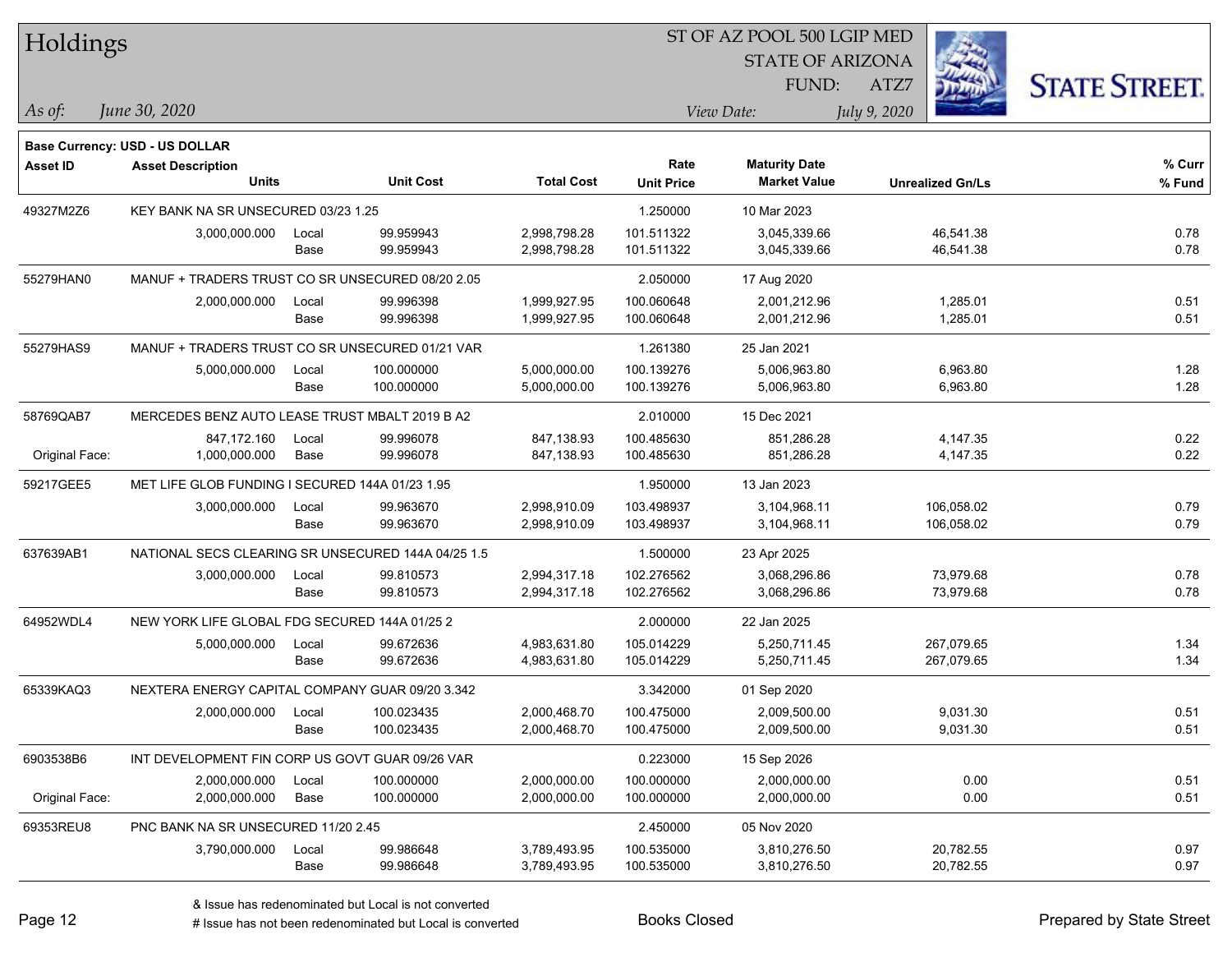# Holdings

ST OF AZ POOL 500 LGIP MED
STATE OF ARIZONA
FUND: ATZ7

*As of:* *June 30, 2020* | *View Date:* *July 9, 2020*

**Base Currency: USD - US DOLLAR**

| Asset ID | Asset Description / Units | | Unit Cost | Total Cost | Rate / Unit Price | Maturity Date / Market Value | Unrealized Gn/Ls | % Curr / % Fund |
|---|---|---|---|---|---|---|---|---|
| 49327M2Z6 | KEY BANK NA SR UNSECURED 03/23 1.25 | | | | 1.250000 | 10 Mar 2023 | | |
| | 3,000,000.000 | Local | 99.959943 | 2,998,798.28 | 101.511322 | 3,045,339.66 | 46,541.38 | 0.78 |
| | | Base | 99.959943 | 2,998,798.28 | 101.511322 | 3,045,339.66 | 46,541.38 | 0.78 |
| 55279HAN0 | MANUF + TRADERS TRUST CO SR UNSECURED 08/20 2.05 | | | | 2.050000 | 17 Aug 2020 | | |
| | 2,000,000.000 | Local | 99.996398 | 1,999,927.95 | 100.060648 | 2,001,212.96 | 1,285.01 | 0.51 |
| | | Base | 99.996398 | 1,999,927.95 | 100.060648 | 2,001,212.96 | 1,285.01 | 0.51 |
| 55279HAS9 | MANUF + TRADERS TRUST CO SR UNSECURED 01/21 VAR | | | | 1.261380 | 25 Jan 2021 | | |
| | 5,000,000.000 | Local | 100.000000 | 5,000,000.00 | 100.139276 | 5,006,963.80 | 6,963.80 | 1.28 |
| | | Base | 100.000000 | 5,000,000.00 | 100.139276 | 5,006,963.80 | 6,963.80 | 1.28 |
| 58769QAB7 | MERCEDES BENZ AUTO LEASE TRUST MBALT 2019 B A2 | | | | 2.010000 | 15 Dec 2021 | | |
| | 847,172.160 | Local | 99.996078 | 847,138.93 | 100.485630 | 851,286.28 | 4,147.35 | 0.22 |
| Original Face: | 1,000,000.000 | Base | 99.996078 | 847,138.93 | 100.485630 | 851,286.28 | 4,147.35 | 0.22 |
| 59217GEE5 | MET LIFE GLOB FUNDING I SECURED 144A 01/23 1.95 | | | | 1.950000 | 13 Jan 2023 | | |
| | 3,000,000.000 | Local | 99.963670 | 2,998,910.09 | 103.498937 | 3,104,968.11 | 106,058.02 | 0.79 |
| | | Base | 99.963670 | 2,998,910.09 | 103.498937 | 3,104,968.11 | 106,058.02 | 0.79 |
| 637639AB1 | NATIONAL SECS CLEARING SR UNSECURED 144A 04/25 1.5 | | | | 1.500000 | 23 Apr 2025 | | |
| | 3,000,000.000 | Local | 99.810573 | 2,994,317.18 | 102.276562 | 3,068,296.86 | 73,979.68 | 0.78 |
| | | Base | 99.810573 | 2,994,317.18 | 102.276562 | 3,068,296.86 | 73,979.68 | 0.78 |
| 64952WDL4 | NEW YORK LIFE GLOBAL FDG SECURED 144A 01/25 2 | | | | 2.000000 | 22 Jan 2025 | | |
| | 5,000,000.000 | Local | 99.672636 | 4,983,631.80 | 105.014229 | 5,250,711.45 | 267,079.65 | 1.34 |
| | | Base | 99.672636 | 4,983,631.80 | 105.014229 | 5,250,711.45 | 267,079.65 | 1.34 |
| 65339KAQ3 | NEXTERA ENERGY CAPITAL COMPANY GUAR 09/20 3.342 | | | | 3.342000 | 01 Sep 2020 | | |
| | 2,000,000.000 | Local | 100.023435 | 2,000,468.70 | 100.475000 | 2,009,500.00 | 9,031.30 | 0.51 |
| | | Base | 100.023435 | 2,000,468.70 | 100.475000 | 2,009,500.00 | 9,031.30 | 0.51 |
| 6903538B6 | INT DEVELOPMENT FIN CORP US GOVT GUAR 09/26 VAR | | | | 0.223000 | 15 Sep 2026 | | |
| | 2,000,000.000 | Local | 100.000000 | 2,000,000.00 | 100.000000 | 2,000,000.00 | 0.00 | 0.51 |
| Original Face: | 2,000,000.000 | Base | 100.000000 | 2,000,000.00 | 100.000000 | 2,000,000.00 | 0.00 | 0.51 |
| 69353REU8 | PNC BANK NA SR UNSECURED 11/20 2.45 | | | | 2.450000 | 05 Nov 2020 | | |
| | 3,790,000.000 | Local | 99.986648 | 3,789,493.95 | 100.535000 | 3,810,276.50 | 20,782.55 | 0.97 |
| | | Base | 99.986648 | 3,789,493.95 | 100.535000 | 3,810,276.50 | 20,782.55 | 0.97 |

& Issue has redenominated but Local is not converted
# Issue has not been redenominated but Local is converted

Books Closed

Prepared by State Street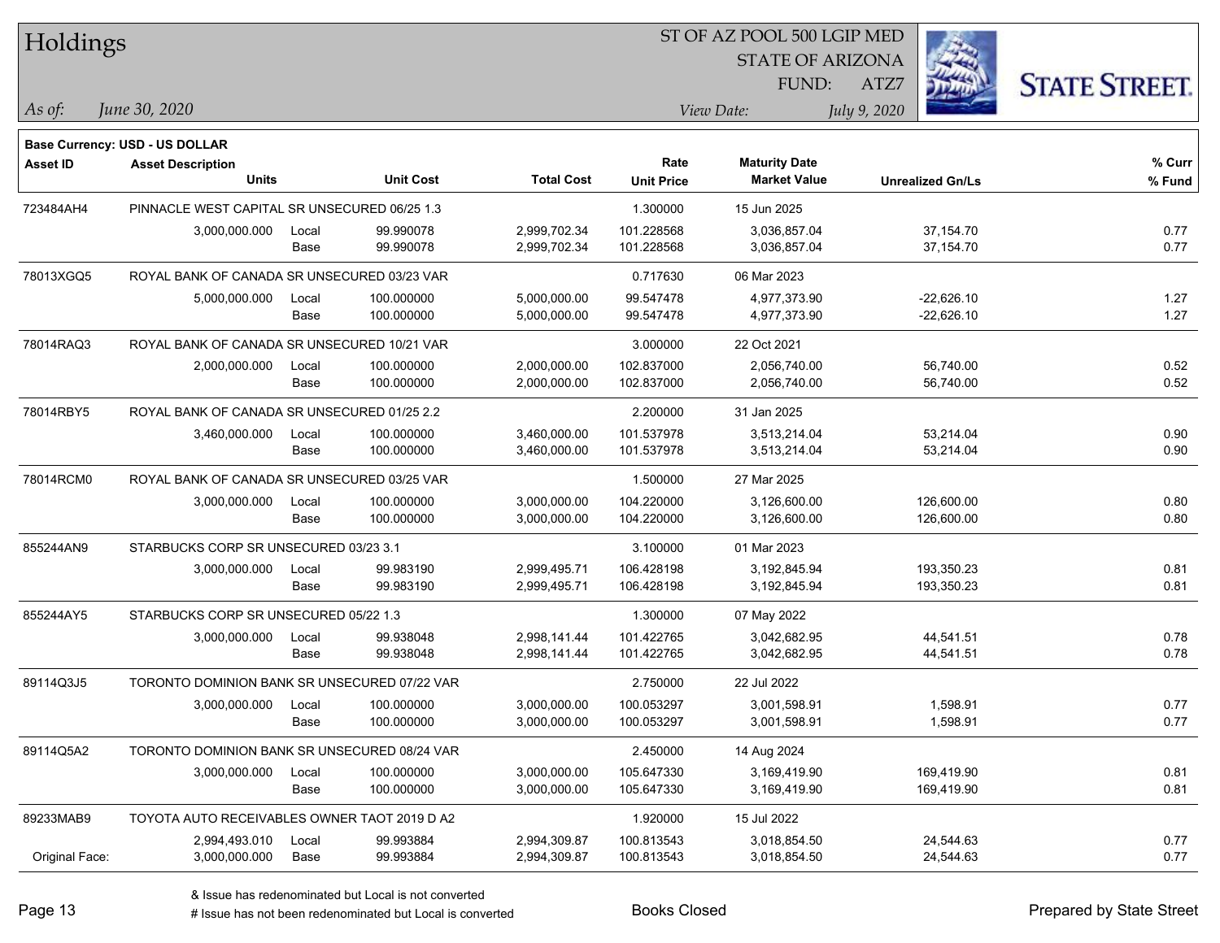**Base Currency: USD - US DOLLAR**

| Asset ID | Asset Description / Units | | Unit Cost | Total Cost | Rate / Unit Price | Maturity Date / Market Value | Unrealized Gn/Ls | % Curr / % Fund |
|---|---|---|---|---|---|---|---|---|
| 723484AH4 | PINNACLE WEST CAPITAL SR UNSECURED 06/25 1.3 | | | | 1.300000 | 15 Jun 2025 | | |
| | 3,000,000.000 | Local | 99.990078 | 2,999,702.34 | 101.228568 | 3,036,857.04 | 37,154.70 | 0.77 |
| | | Base | 99.990078 | 2,999,702.34 | 101.228568 | 3,036,857.04 | 37,154.70 | 0.77 |
| 78013XGQ5 | ROYAL BANK OF CANADA SR UNSECURED 03/23 VAR | | | | 0.717630 | 06 Mar 2023 | | |
| | 5,000,000.000 | Local | 100.000000 | 5,000,000.00 | 99.547478 | 4,977,373.90 | -22,626.10 | 1.27 |
| | | Base | 100.000000 | 5,000,000.00 | 99.547478 | 4,977,373.90 | -22,626.10 | 1.27 |
| 78014RAQ3 | ROYAL BANK OF CANADA SR UNSECURED 10/21 VAR | | | | 3.000000 | 22 Oct 2021 | | |
| | 2,000,000.000 | Local | 100.000000 | 2,000,000.00 | 102.837000 | 2,056,740.00 | 56,740.00 | 0.52 |
| | | Base | 100.000000 | 2,000,000.00 | 102.837000 | 2,056,740.00 | 56,740.00 | 0.52 |
| 78014RBY5 | ROYAL BANK OF CANADA SR UNSECURED 01/25 2.2 | | | | 2.200000 | 31 Jan 2025 | | |
| | 3,460,000.000 | Local | 100.000000 | 3,460,000.00 | 101.537978 | 3,513,214.04 | 53,214.04 | 0.90 |
| | | Base | 100.000000 | 3,460,000.00 | 101.537978 | 3,513,214.04 | 53,214.04 | 0.90 |
| 78014RCM0 | ROYAL BANK OF CANADA SR UNSECURED 03/25 VAR | | | | 1.500000 | 27 Mar 2025 | | |
| | 3,000,000.000 | Local | 100.000000 | 3,000,000.00 | 104.220000 | 3,126,600.00 | 126,600.00 | 0.80 |
| | | Base | 100.000000 | 3,000,000.00 | 104.220000 | 3,126,600.00 | 126,600.00 | 0.80 |
| 855244AN9 | STARBUCKS CORP SR UNSECURED 03/23 3.1 | | | | 3.100000 | 01 Mar 2023 | | |
| | 3,000,000.000 | Local | 99.983190 | 2,999,495.71 | 106.428198 | 3,192,845.94 | 193,350.23 | 0.81 |
| | | Base | 99.983190 | 2,999,495.71 | 106.428198 | 3,192,845.94 | 193,350.23 | 0.81 |
| 855244AY5 | STARBUCKS CORP SR UNSECURED 05/22 1.3 | | | | 1.300000 | 07 May 2022 | | |
| | 3,000,000.000 | Local | 99.938048 | 2,998,141.44 | 101.422765 | 3,042,682.95 | 44,541.51 | 0.78 |
| | | Base | 99.938048 | 2,998,141.44 | 101.422765 | 3,042,682.95 | 44,541.51 | 0.78 |
| 89114Q3J5 | TORONTO DOMINION BANK SR UNSECURED 07/22 VAR | | | | 2.750000 | 22 Jul 2022 | | |
| | 3,000,000.000 | Local | 100.000000 | 3,000,000.00 | 100.053297 | 3,001,598.91 | 1,598.91 | 0.77 |
| | | Base | 100.000000 | 3,000,000.00 | 100.053297 | 3,001,598.91 | 1,598.91 | 0.77 |
| 89114Q5A2 | TORONTO DOMINION BANK SR UNSECURED 08/24 VAR | | | | 2.450000 | 14 Aug 2024 | | |
| | 3,000,000.000 | Local | 100.000000 | 3,000,000.00 | 105.647330 | 3,169,419.90 | 169,419.90 | 0.81 |
| | | Base | 100.000000 | 3,000,000.00 | 105.647330 | 3,169,419.90 | 169,419.90 | 0.81 |
| 89233MAB9 | TOYOTA AUTO RECEIVABLES OWNER TAOT 2019 D A2 | | | | 1.920000 | 15 Jul 2022 | | |
| | 2,994,493.010 | Local | 99.993884 | 2,994,309.87 | 100.813543 | 3,018,854.50 | 24,544.63 | 0.77 |
| Original Face: | 3,000,000.000 | Base | 99.993884 | 2,994,309.87 | 100.813543 | 3,018,854.50 | 24,544.63 | 0.77 |

& Issue has redenominated but Local is not converted
# Issue has not been redenominated but Local is converted

Books Closed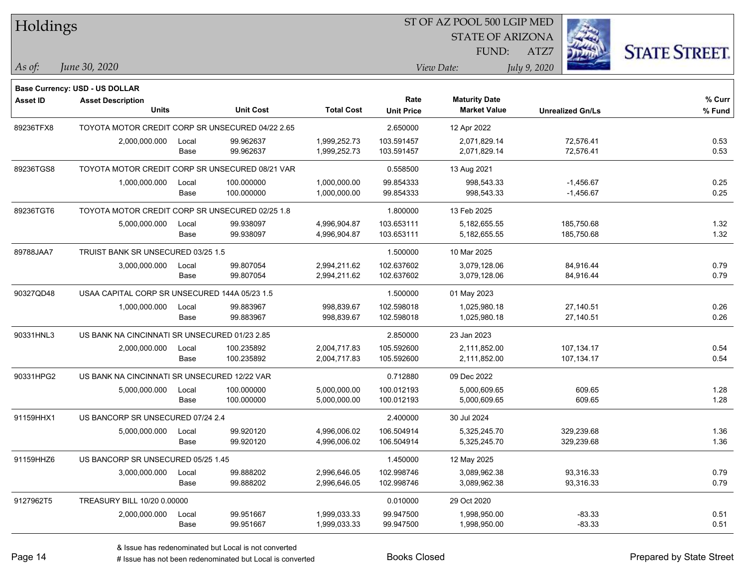**Base Currency: USD - US DOLLAR**

| Asset ID | Asset Description | | | | Rate | Maturity Date | | % Curr |
|---|---|---|---|---|---|---|---|---|
| | Units | | Unit Cost | Total Cost | Unit Price | Market Value | Unrealized Gn/Ls | % Fund |
| 89236TFX8 | TOYOTA MOTOR CREDIT CORP SR UNSECURED 04/22 2.65 | | | | 2.650000 | 12 Apr 2022 | | |
| | 2,000,000.000 | Local | 99.962637 | 1,999,252.73 | 103.591457 | 2,071,829.14 | 72,576.41 | 0.53 |
| | | Base | 99.962637 | 1,999,252.73 | 103.591457 | 2,071,829.14 | 72,576.41 | 0.53 |
| 89236TGS8 | TOYOTA MOTOR CREDIT CORP SR UNSECURED 08/21 VAR | | | | 0.558500 | 13 Aug 2021 | | |
| | 1,000,000.000 | Local | 100.000000 | 1,000,000.00 | 99.854333 | 998,543.33 | -1,456.67 | 0.25 |
| | | Base | 100.000000 | 1,000,000.00 | 99.854333 | 998,543.33 | -1,456.67 | 0.25 |
| 89236TGT6 | TOYOTA MOTOR CREDIT CORP SR UNSECURED 02/25 1.8 | | | | 1.800000 | 13 Feb 2025 | | |
| | 5,000,000.000 | Local | 99.938097 | 4,996,904.87 | 103.653111 | 5,182,655.55 | 185,750.68 | 1.32 |
| | | Base | 99.938097 | 4,996,904.87 | 103.653111 | 5,182,655.55 | 185,750.68 | 1.32 |
| 89788JAA7 | TRUIST BANK SR UNSECURED 03/25 1.5 | | | | 1.500000 | 10 Mar 2025 | | |
| | 3,000,000.000 | Local | 99.807054 | 2,994,211.62 | 102.637602 | 3,079,128.06 | 84,916.44 | 0.79 |
| | | Base | 99.807054 | 2,994,211.62 | 102.637602 | 3,079,128.06 | 84,916.44 | 0.79 |
| 90327QD48 | USAA CAPITAL CORP SR UNSECURED 144A 05/23 1.5 | | | | 1.500000 | 01 May 2023 | | |
| | 1,000,000.000 | Local | 99.883967 | 998,839.67 | 102.598018 | 1,025,980.18 | 27,140.51 | 0.26 |
| | | Base | 99.883967 | 998,839.67 | 102.598018 | 1,025,980.18 | 27,140.51 | 0.26 |
| 90331HNL3 | US BANK NA CINCINNATI SR UNSECURED 01/23 2.85 | | | | 2.850000 | 23 Jan 2023 | | |
| | 2,000,000.000 | Local | 100.235892 | 2,004,717.83 | 105.592600 | 2,111,852.00 | 107,134.17 | 0.54 |
| | | Base | 100.235892 | 2,004,717.83 | 105.592600 | 2,111,852.00 | 107,134.17 | 0.54 |
| 90331HPG2 | US BANK NA CINCINNATI SR UNSECURED 12/22 VAR | | | | 0.712880 | 09 Dec 2022 | | |
| | 5,000,000.000 | Local | 100.000000 | 5,000,000.00 | 100.012193 | 5,000,609.65 | 609.65 | 1.28 |
| | | Base | 100.000000 | 5,000,000.00 | 100.012193 | 5,000,609.65 | 609.65 | 1.28 |
| 91159HHX1 | US BANCORP SR UNSECURED 07/24 2.4 | | | | 2.400000 | 30 Jul 2024 | | |
| | 5,000,000.000 | Local | 99.920120 | 4,996,006.02 | 106.504914 | 5,325,245.70 | 329,239.68 | 1.36 |
| | | Base | 99.920120 | 4,996,006.02 | 106.504914 | 5,325,245.70 | 329,239.68 | 1.36 |
| 91159HHZ6 | US BANCORP SR UNSECURED 05/25 1.45 | | | | 1.450000 | 12 May 2025 | | |
| | 3,000,000.000 | Local | 99.888202 | 2,996,646.05 | 102.998746 | 3,089,962.38 | 93,316.33 | 0.79 |
| | | Base | 99.888202 | 2,996,646.05 | 102.998746 | 3,089,962.38 | 93,316.33 | 0.79 |
| 9127962T5 | TREASURY BILL 10/20 0.00000 | | | | 0.010000 | 29 Oct 2020 | | |
| | 2,000,000.000 | Local | 99.951667 | 1,999,033.33 | 99.947500 | 1,998,950.00 | -83.33 | 0.51 |
| | | Base | 99.951667 | 1,999,033.33 | 99.947500 | 1,998,950.00 | -83.33 | 0.51 |

& Issue has redenominated but Local is not converted

# Issue has not been redenominated but Local is converted

Books Closed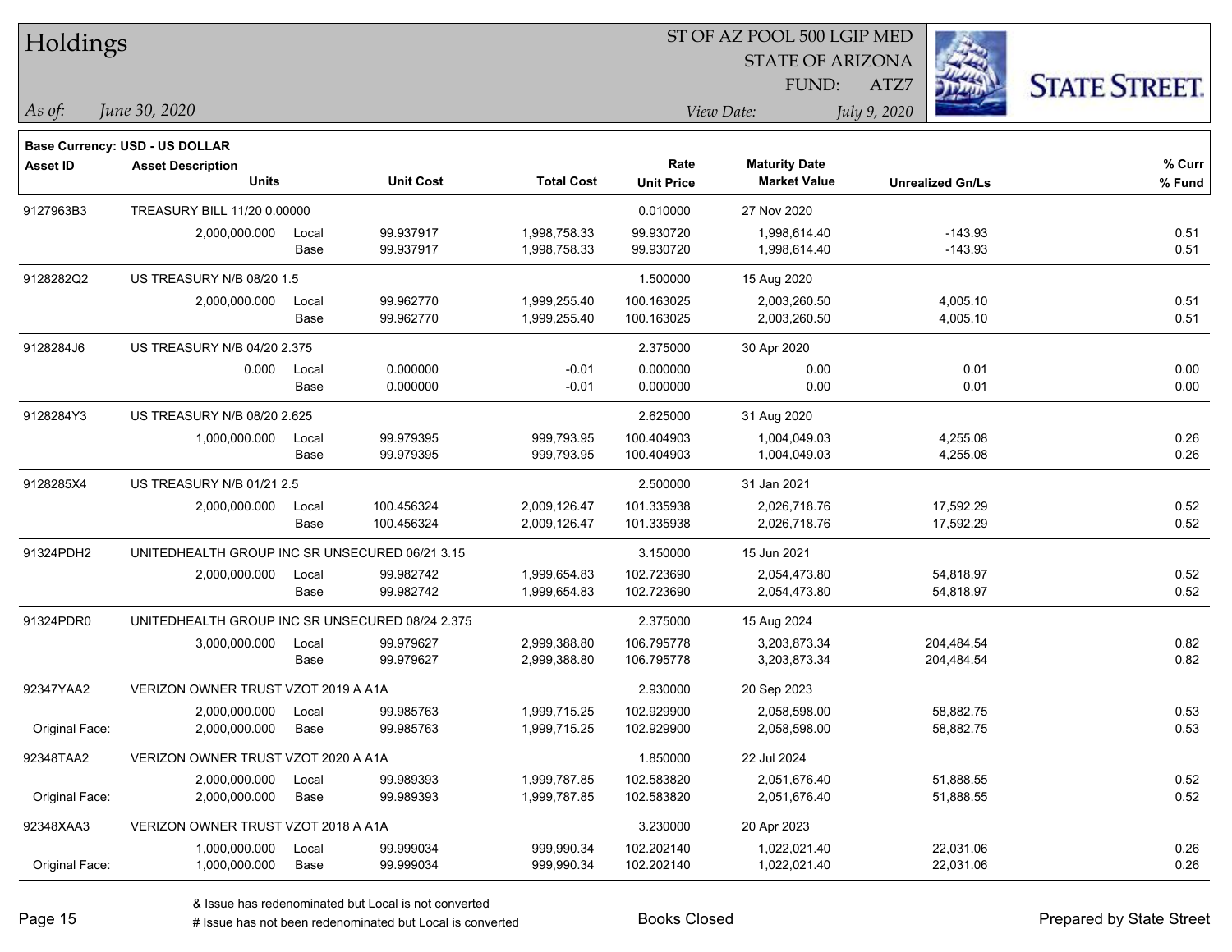# Holdings

ST OF AZ POOL 500 LGIP MED
STATE OF ARIZONA
FUND: ATZ7

*As of:* *June 30, 2020*
*View Date:* *July 9, 2020*

**Base Currency: USD - US DOLLAR**

| Asset ID | Asset Description / Units | | Unit Cost | Total Cost | Rate / Unit Price | Maturity Date / Market Value | Unrealized Gn/Ls | % Curr / % Fund |
|---|---|---|---|---|---|---|---|---|
| 9127963B3 | TREASURY BILL 11/20 0.00000 | | | | 0.010000 | 27 Nov 2020 | | |
| | 2,000,000.000 | Local | 99.937917 | 1,998,758.33 | 99.930720 | 1,998,614.40 | -143.93 | 0.51 |
| | | Base | 99.937917 | 1,998,758.33 | 99.930720 | 1,998,614.40 | -143.93 | 0.51 |
| 9128282Q2 | US TREASURY N/B 08/20 1.5 | | | | 1.500000 | 15 Aug 2020 | | |
| | 2,000,000.000 | Local | 99.962770 | 1,999,255.40 | 100.163025 | 2,003,260.50 | 4,005.10 | 0.51 |
| | | Base | 99.962770 | 1,999,255.40 | 100.163025 | 2,003,260.50 | 4,005.10 | 0.51 |
| 9128284J6 | US TREASURY N/B 04/20 2.375 | | | | 2.375000 | 30 Apr 2020 | | |
| | 0.000 | Local | 0.000000 | -0.01 | 0.000000 | 0.00 | 0.01 | 0.00 |
| | | Base | 0.000000 | -0.01 | 0.000000 | 0.00 | 0.01 | 0.00 |
| 9128284Y3 | US TREASURY N/B 08/20 2.625 | | | | 2.625000 | 31 Aug 2020 | | |
| | 1,000,000.000 | Local | 99.979395 | 999,793.95 | 100.404903 | 1,004,049.03 | 4,255.08 | 0.26 |
| | | Base | 99.979395 | 999,793.95 | 100.404903 | 1,004,049.03 | 4,255.08 | 0.26 |
| 9128285X4 | US TREASURY N/B 01/21 2.5 | | | | 2.500000 | 31 Jan 2021 | | |
| | 2,000,000.000 | Local | 100.456324 | 2,009,126.47 | 101.335938 | 2,026,718.76 | 17,592.29 | 0.52 |
| | | Base | 100.456324 | 2,009,126.47 | 101.335938 | 2,026,718.76 | 17,592.29 | 0.52 |
| 91324PDH2 | UNITEDHEALTH GROUP INC SR UNSECURED 06/21 3.15 | | | | 3.150000 | 15 Jun 2021 | | |
| | 2,000,000.000 | Local | 99.982742 | 1,999,654.83 | 102.723690 | 2,054,473.80 | 54,818.97 | 0.52 |
| | | Base | 99.982742 | 1,999,654.83 | 102.723690 | 2,054,473.80 | 54,818.97 | 0.52 |
| 91324PDR0 | UNITEDHEALTH GROUP INC SR UNSECURED 08/24 2.375 | | | | 2.375000 | 15 Aug 2024 | | |
| | 3,000,000.000 | Local | 99.979627 | 2,999,388.80 | 106.795778 | 3,203,873.34 | 204,484.54 | 0.82 |
| | | Base | 99.979627 | 2,999,388.80 | 106.795778 | 3,203,873.34 | 204,484.54 | 0.82 |
| 92347YAA2 | VERIZON OWNER TRUST VZOT 2019 A A1A | | | | 2.930000 | 20 Sep 2023 | | |
| | 2,000,000.000 | Local | 99.985763 | 1,999,715.25 | 102.929900 | 2,058,598.00 | 58,882.75 | 0.53 |
| Original Face: | 2,000,000.000 | Base | 99.985763 | 1,999,715.25 | 102.929900 | 2,058,598.00 | 58,882.75 | 0.53 |
| 92348TAA2 | VERIZON OWNER TRUST VZOT 2020 A A1A | | | | 1.850000 | 22 Jul 2024 | | |
| | 2,000,000.000 | Local | 99.989393 | 1,999,787.85 | 102.583820 | 2,051,676.40 | 51,888.55 | 0.52 |
| Original Face: | 2,000,000.000 | Base | 99.989393 | 1,999,787.85 | 102.583820 | 2,051,676.40 | 51,888.55 | 0.52 |
| 92348XAA3 | VERIZON OWNER TRUST VZOT 2018 A A1A | | | | 3.230000 | 20 Apr 2023 | | |
| | 1,000,000.000 | Local | 99.999034 | 999,990.34 | 102.202140 | 1,022,021.40 | 22,031.06 | 0.26 |
| Original Face: | 1,000,000.000 | Base | 99.999034 | 999,990.34 | 102.202140 | 1,022,021.40 | 22,031.06 | 0.26 |

& Issue has redenominated but Local is not converted
# Issue has not been redenominated but Local is converted

Books Closed

Prepared by State Street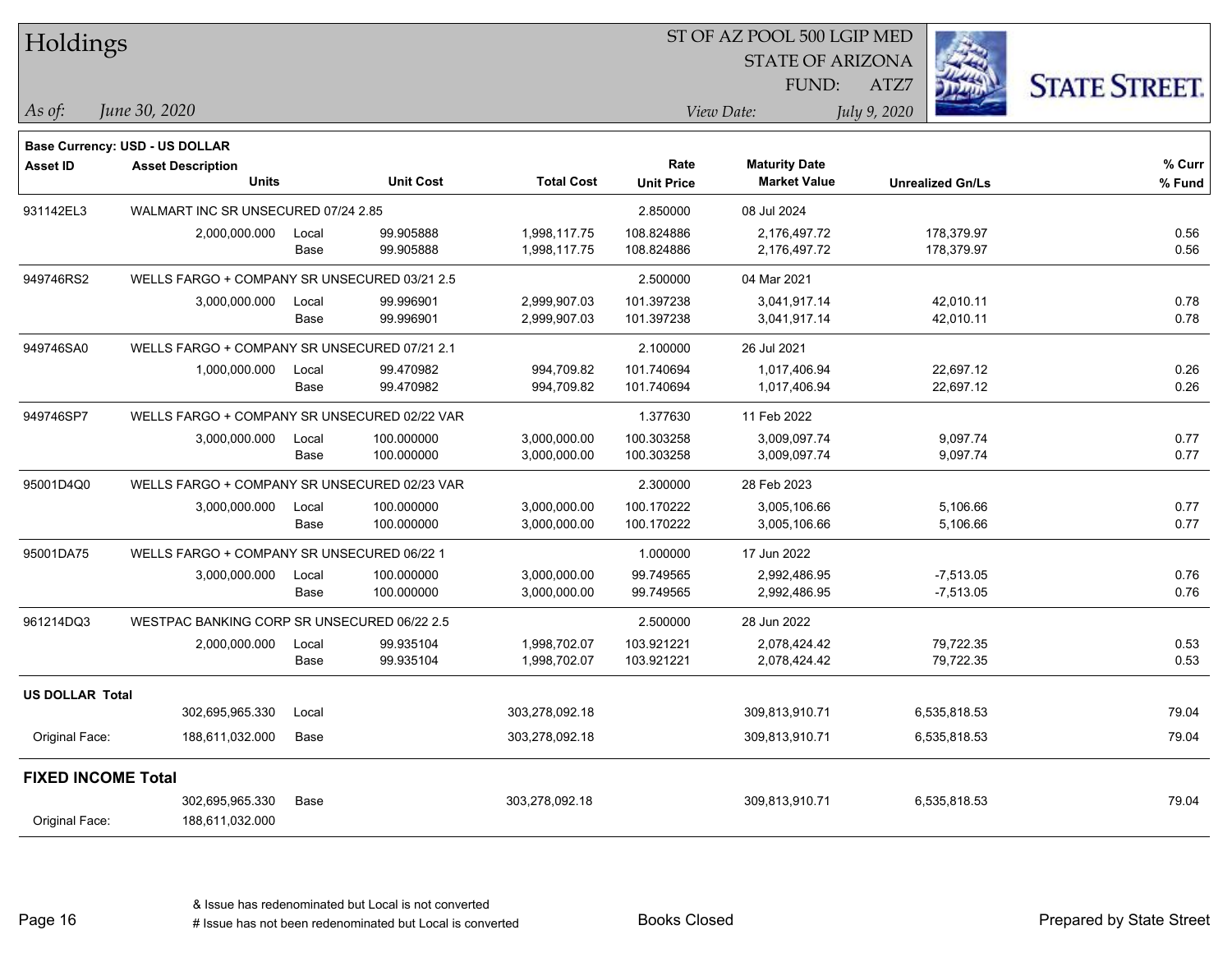# Holdings

ST OF AZ POOL 500 LGIP MED
STATE OF ARIZONA
FUND: ATZ7

*As of:* *June 30, 2020*

*View Date:* *July 9, 2020*

STATE STREET.

**Base Currency: USD - US DOLLAR**

| Asset ID | Asset Description / Units | | Unit Cost | Total Cost | Rate / Unit Price | Maturity Date / Market Value | Unrealized Gn/Ls | % Curr / % Fund |
|---|---|---|---|---|---|---|---|---|
| 931142EL3 | WALMART INC SR UNSECURED 07/24 2.85 | | | | 2.850000 | 08 Jul 2024 | | |
| | 2,000,000.000 | Local | 99.905888 | 1,998,117.75 | 108.824886 | 2,176,497.72 | 178,379.97 | 0.56 |
| | | Base | 99.905888 | 1,998,117.75 | 108.824886 | 2,176,497.72 | 178,379.97 | 0.56 |
| 949746RS2 | WELLS FARGO + COMPANY SR UNSECURED 03/21 2.5 | | | | 2.500000 | 04 Mar 2021 | | |
| | 3,000,000.000 | Local | 99.996901 | 2,999,907.03 | 101.397238 | 3,041,917.14 | 42,010.11 | 0.78 |
| | | Base | 99.996901 | 2,999,907.03 | 101.397238 | 3,041,917.14 | 42,010.11 | 0.78 |
| 949746SA0 | WELLS FARGO + COMPANY SR UNSECURED 07/21 2.1 | | | | 2.100000 | 26 Jul 2021 | | |
| | 1,000,000.000 | Local | 99.470982 | 994,709.82 | 101.740694 | 1,017,406.94 | 22,697.12 | 0.26 |
| | | Base | 99.470982 | 994,709.82 | 101.740694 | 1,017,406.94 | 22,697.12 | 0.26 |
| 949746SP7 | WELLS FARGO + COMPANY SR UNSECURED 02/22 VAR | | | | 1.377630 | 11 Feb 2022 | | |
| | 3,000,000.000 | Local | 100.000000 | 3,000,000.00 | 100.303258 | 3,009,097.74 | 9,097.74 | 0.77 |
| | | Base | 100.000000 | 3,000,000.00 | 100.303258 | 3,009,097.74 | 9,097.74 | 0.77 |
| 95001D4Q0 | WELLS FARGO + COMPANY SR UNSECURED 02/23 VAR | | | | 2.300000 | 28 Feb 2023 | | |
| | 3,000,000.000 | Local | 100.000000 | 3,000,000.00 | 100.170222 | 3,005,106.66 | 5,106.66 | 0.77 |
| | | Base | 100.000000 | 3,000,000.00 | 100.170222 | 3,005,106.66 | 5,106.66 | 0.77 |
| 95001DA75 | WELLS FARGO + COMPANY SR UNSECURED 06/22 1 | | | | 1.000000 | 17 Jun 2022 | | |
| | 3,000,000.000 | Local | 100.000000 | 3,000,000.00 | 99.749565 | 2,992,486.95 | -7,513.05 | 0.76 |
| | | Base | 100.000000 | 3,000,000.00 | 99.749565 | 2,992,486.95 | -7,513.05 | 0.76 |
| 961214DQ3 | WESTPAC BANKING CORP SR UNSECURED 06/22 2.5 | | | | 2.500000 | 28 Jun 2022 | | |
| | 2,000,000.000 | Local | 99.935104 | 1,998,702.07 | 103.921221 | 2,078,424.42 | 79,722.35 | 0.53 |
| | | Base | 99.935104 | 1,998,702.07 | 103.921221 | 2,078,424.42 | 79,722.35 | 0.53 |
| **US DOLLAR Total** | | | | | | | | |
| | 302,695,965.330 | Local | | 303,278,092.18 | | 309,813,910.71 | 6,535,818.53 | 79.04 |
| Original Face: | 188,611,032.000 | Base | | 303,278,092.18 | | 309,813,910.71 | 6,535,818.53 | 79.04 |
| **FIXED INCOME Total** | | | | | | | | |
| | 302,695,965.330 | Base | | 303,278,092.18 | | 309,813,910.71 | 6,535,818.53 | 79.04 |
| Original Face: | 188,611,032.000 | | | | | | | |

& Issue has redenominated but Local is not converted
# Issue has not been redenominated but Local is converted

Books Closed

Prepared by State Street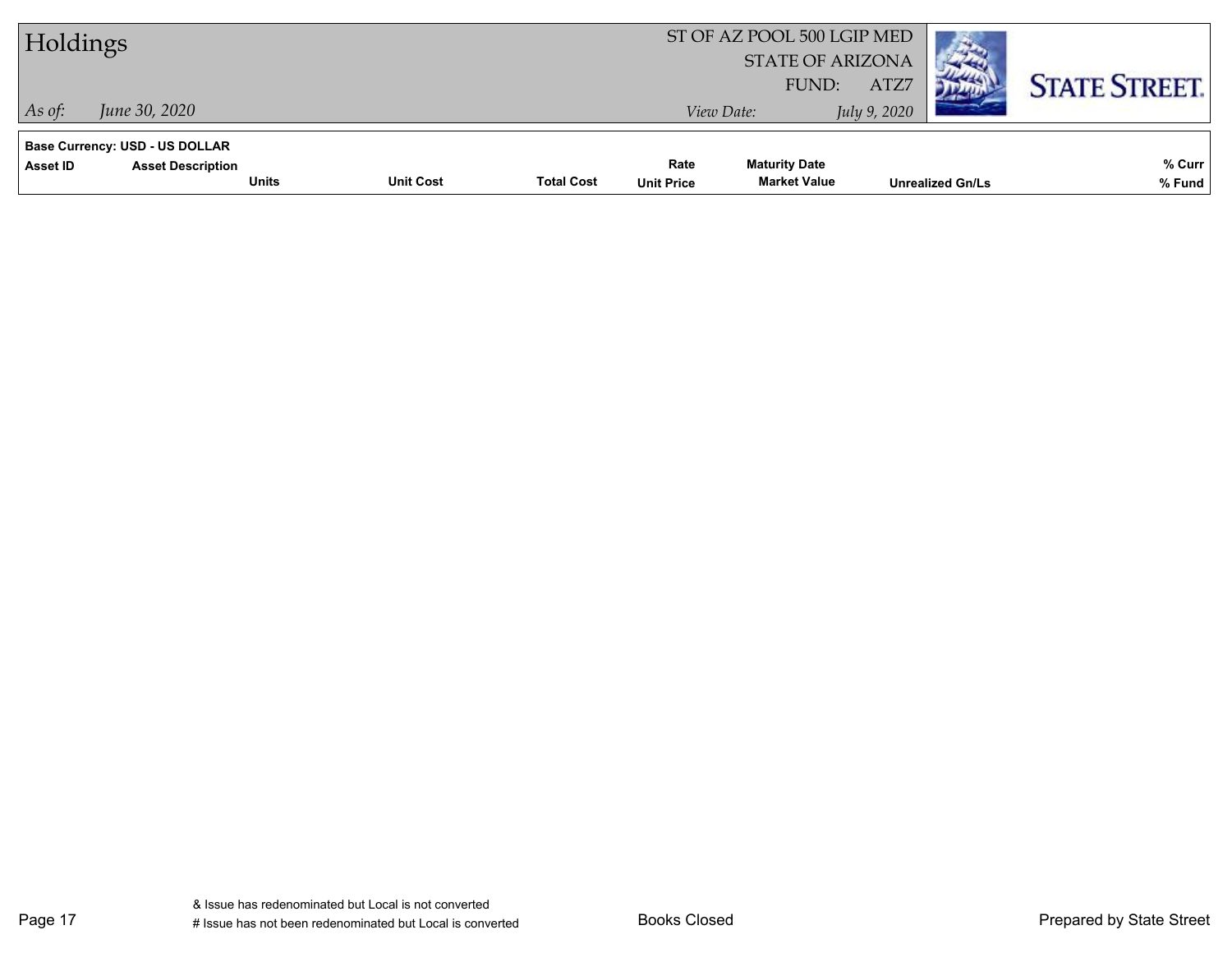Base Currency: USD - US DOLLAR

| Asset ID | Asset Description | Units | Unit Cost | Total Cost | Rate / Unit Price | Maturity Date / Market Value | Unrealized Gn/Ls | % Curr / % Fund |
|---|---|---|---|---|---|---|---|---|

& Issue has redenominated but Local is not converted
# Issue has not been redenominated but Local is converted

Books Closed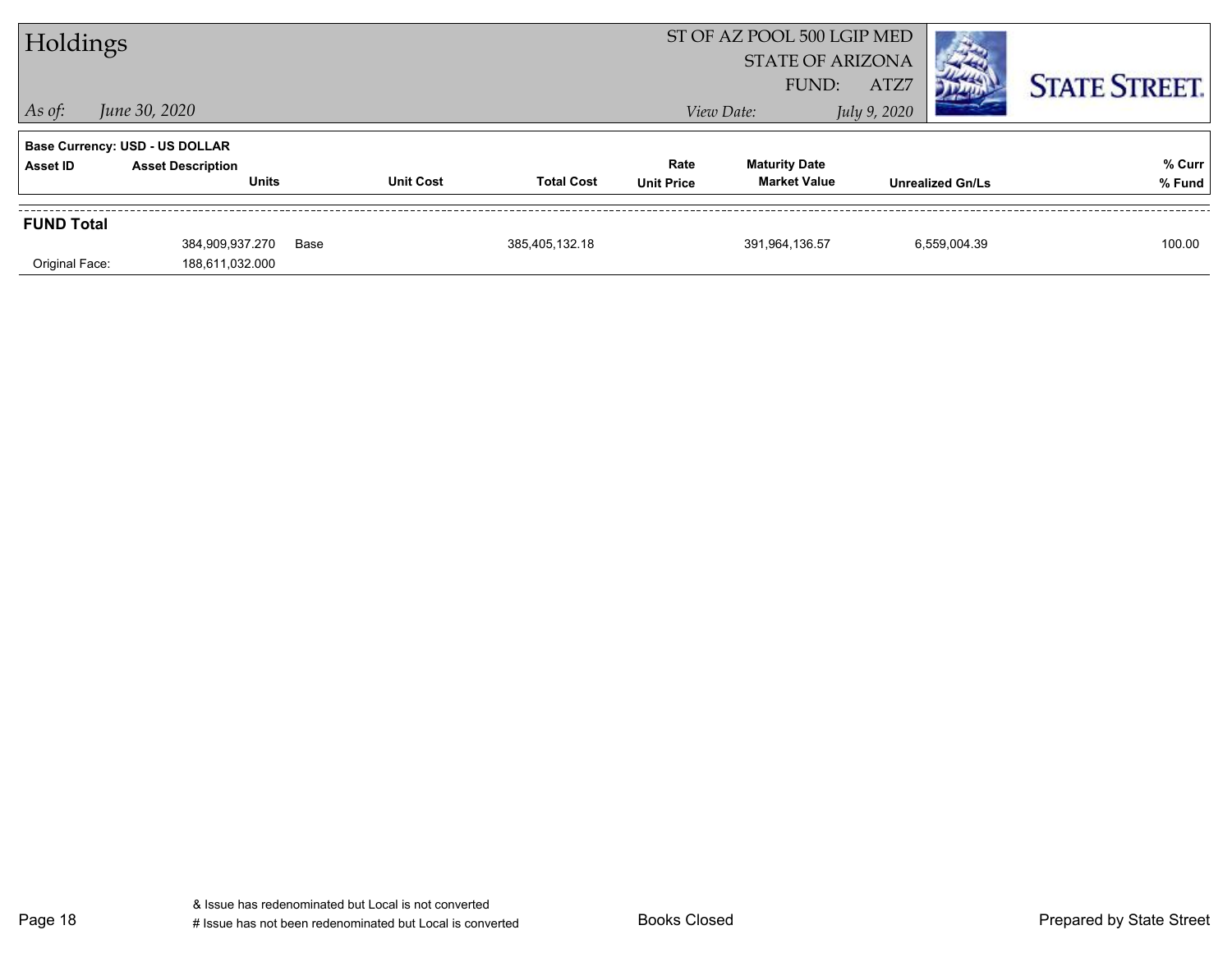# Holdings

ST OF AZ POOL 500 LGIP MED
STATE OF ARIZONA
FUND: ATZ7

*As of:* *June 30, 2020*

*View Date:* *July 9, 2020*

STATE STREET.

**Base Currency: USD - US DOLLAR**

| Asset ID | Asset Description / Units | | Unit Cost | Total Cost | Rate / Unit Price | Maturity Date / Market Value | Unrealized Gn/Ls | % Curr / % Fund |
|---|---|---|---|---|---|---|---|---|
| **FUND Total** | | | | | | | | |
| | 384,909,937.270 | Base | | 385,405,132.18 | | 391,964,136.57 | 6,559,004.39 | 100.00 |
| Original Face: | 188,611,032.000 | | | | | | | |

& Issue has redenominated but Local is not converted
# Issue has not been redenominated but Local is converted

Books Closed

Prepared by State Street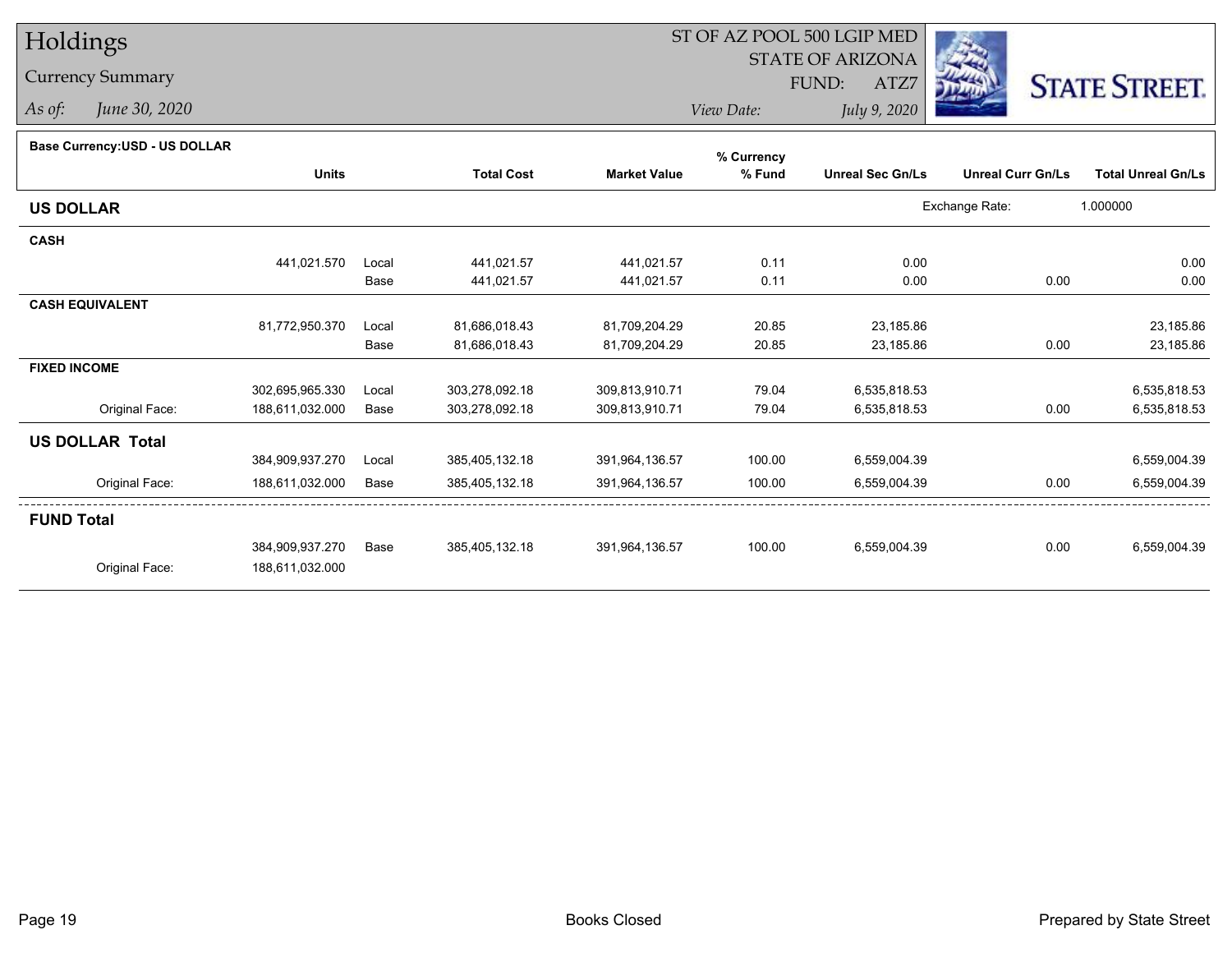# Holdings

## Currency Summary

*As of:* *June 30, 2020*

ST OF AZ POOL 500 LGIP MED
STATE OF ARIZONA
FUND: ATZ7
*View Date:* *July 9, 2020*

**Base Currency:USD - US DOLLAR**

| | Units | | Total Cost | Market Value | % Currency % Fund | Unreal Sec Gn/Ls | Unreal Curr Gn/Ls | Total Unreal Gn/Ls |
|---|---|---|---|---|---|---|---|---|
| **US DOLLAR** | | | | | | | Exchange Rate: | 1.000000 |
| **CASH** | | | | | | | | |
| | 441,021.570 | Local | 441,021.57 | 441,021.57 | 0.11 | 0.00 | | 0.00 |
| | | Base | 441,021.57 | 441,021.57 | 0.11 | 0.00 | 0.00 | 0.00 |
| **CASH EQUIVALENT** | | | | | | | | |
| | 81,772,950.370 | Local | 81,686,018.43 | 81,709,204.29 | 20.85 | 23,185.86 | | 23,185.86 |
| | | Base | 81,686,018.43 | 81,709,204.29 | 20.85 | 23,185.86 | 0.00 | 23,185.86 |
| **FIXED INCOME** | | | | | | | | |
| | 302,695,965.330 | Local | 303,278,092.18 | 309,813,910.71 | 79.04 | 6,535,818.53 | | 6,535,818.53 |
| Original Face: | 188,611,032.000 | Base | 303,278,092.18 | 309,813,910.71 | 79.04 | 6,535,818.53 | 0.00 | 6,535,818.53 |
| **US DOLLAR Total** | | | | | | | | |
| | 384,909,937.270 | Local | 385,405,132.18 | 391,964,136.57 | 100.00 | 6,559,004.39 | | 6,559,004.39 |
| Original Face: | 188,611,032.000 | Base | 385,405,132.18 | 391,964,136.57 | 100.00 | 6,559,004.39 | 0.00 | 6,559,004.39 |
| **FUND Total** | | | | | | | | |
| | 384,909,937.270 | Base | 385,405,132.18 | 391,964,136.57 | 100.00 | 6,559,004.39 | 0.00 | 6,559,004.39 |
| Original Face: | 188,611,032.000 | | | | | | | |

Books Closed

Prepared by State Street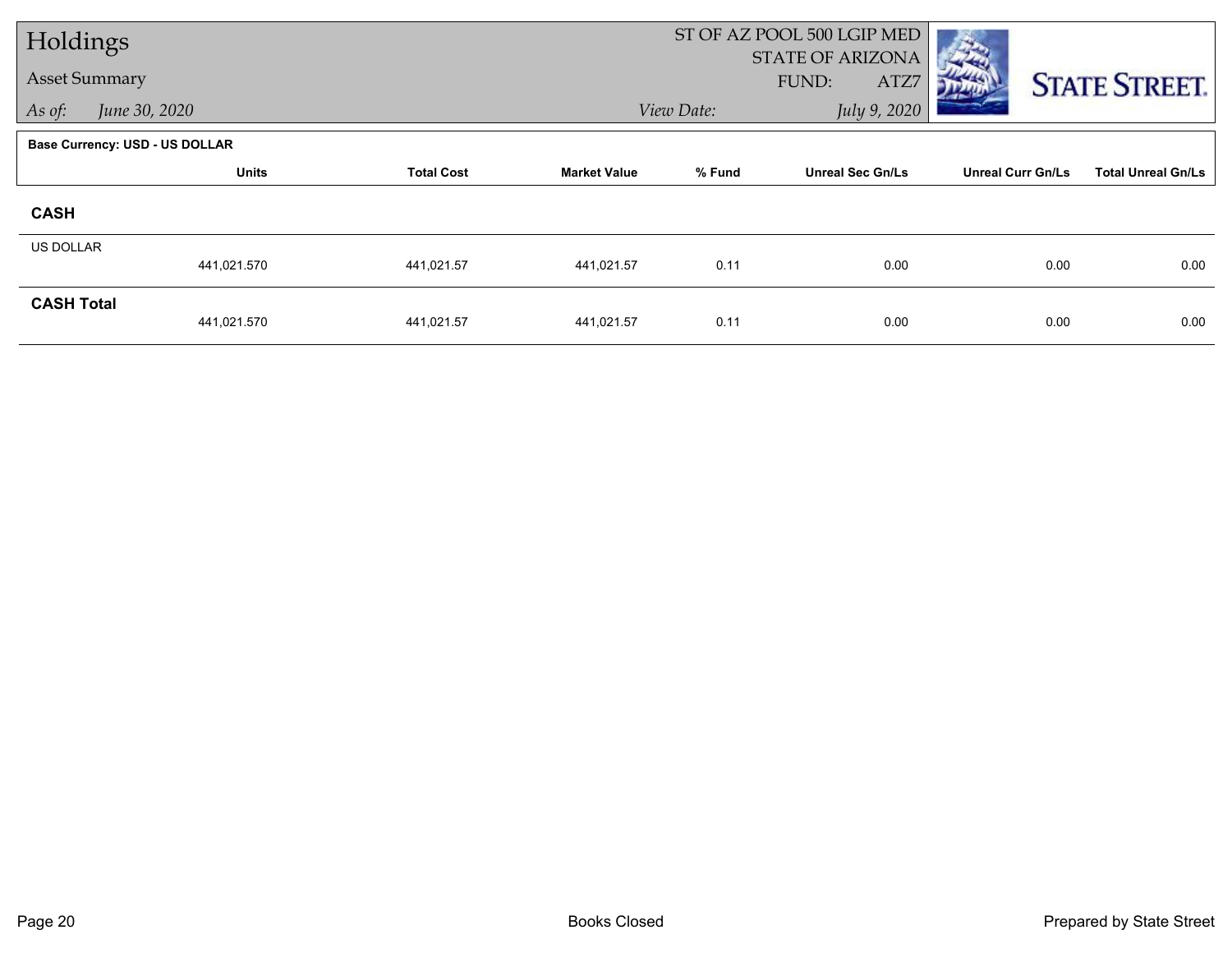# Holdings

## Asset Summary

*As of:* *June 30, 2020*

ST OF AZ POOL 500 LGIP MED
STATE OF ARIZONA
FUND: ATZ7

*View Date:* *July 9, 2020*

**Base Currency: USD - US DOLLAR**

| | Units | Total Cost | Market Value | % Fund | Unreal Sec Gn/Ls | Unreal Curr Gn/Ls | Total Unreal Gn/Ls |
|---|---|---|---|---|---|---|---|
| **CASH** | | | | | | | |
| US DOLLAR | 441,021.570 | 441,021.57 | 441,021.57 | 0.11 | 0.00 | 0.00 | 0.00 |
| **CASH Total** | 441,021.570 | 441,021.57 | 441,021.57 | 0.11 | 0.00 | 0.00 | 0.00 |

Books Closed

Prepared by State Street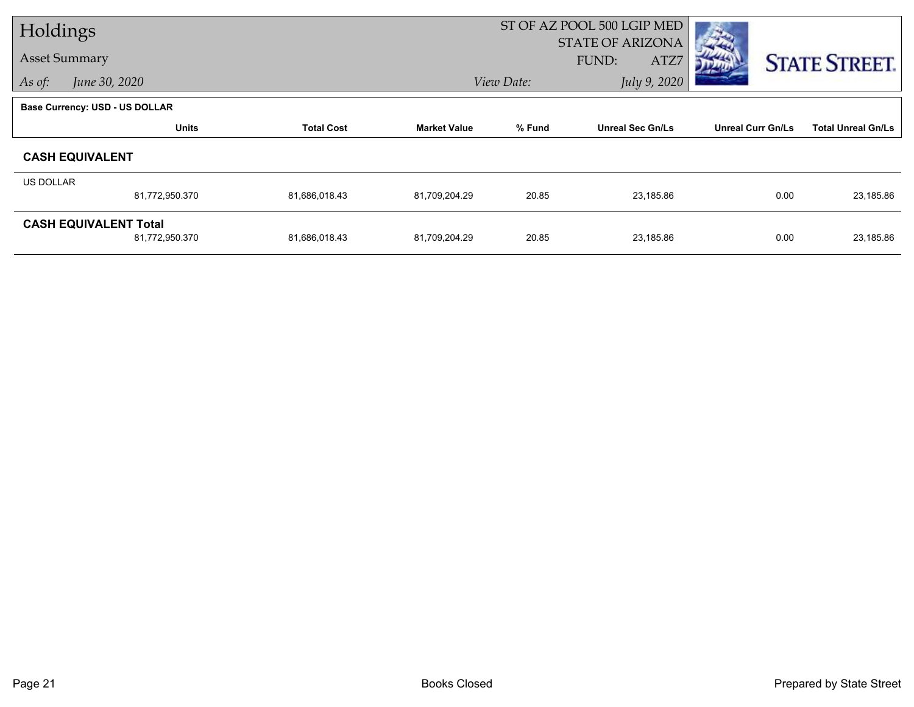# Holdings

## Asset Summary

*As of:* *June 30, 2020*

ST OF AZ POOL 500 LGIP MED
STATE OF ARIZONA
FUND: ATZ7
*View Date:* *July 9, 2020*

STATE STREET.

**Base Currency: USD - US DOLLAR**

| | Units | Total Cost | Market Value | % Fund | Unreal Sec Gn/Ls | Unreal Curr Gn/Ls | Total Unreal Gn/Ls |
|---|---|---|---|---|---|---|---|
| **CASH EQUIVALENT** | | | | | | | |
| US DOLLAR | 81,772,950.370 | 81,686,018.43 | 81,709,204.29 | 20.85 | 23,185.86 | 0.00 | 23,185.86 |
| **CASH EQUIVALENT Total** | 81,772,950.370 | 81,686,018.43 | 81,709,204.29 | 20.85 | 23,185.86 | 0.00 | 23,185.86 |

Books Closed

Prepared by State Street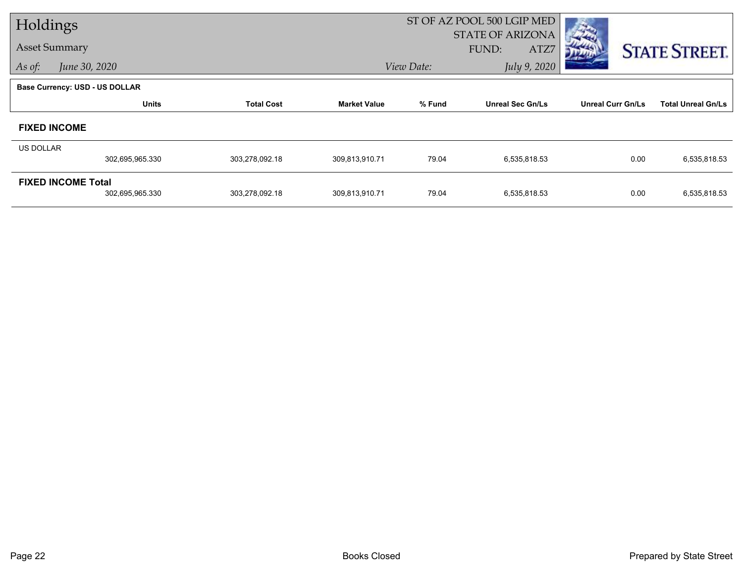# Holdings

## Asset Summary

*As of:* *June 30, 2020*

ST OF AZ POOL 500 LGIP MED
STATE OF ARIZONA
FUND: ATZ7

*View Date:* *July 9, 2020*

STATE STREET.

**Base Currency: USD - US DOLLAR**

| | Units | Total Cost | Market Value | % Fund | Unreal Sec Gn/Ls | Unreal Curr Gn/Ls | Total Unreal Gn/Ls |
|---|---|---|---|---|---|---|---|
| **FIXED INCOME** | | | | | | | |
| US DOLLAR | 302,695,965.330 | 303,278,092.18 | 309,813,910.71 | 79.04 | 6,535,818.53 | 0.00 | 6,535,818.53 |
| **FIXED INCOME Total** | 302,695,965.330 | 303,278,092.18 | 309,813,910.71 | 79.04 | 6,535,818.53 | 0.00 | 6,535,818.53 |

Books Closed

Prepared by State Street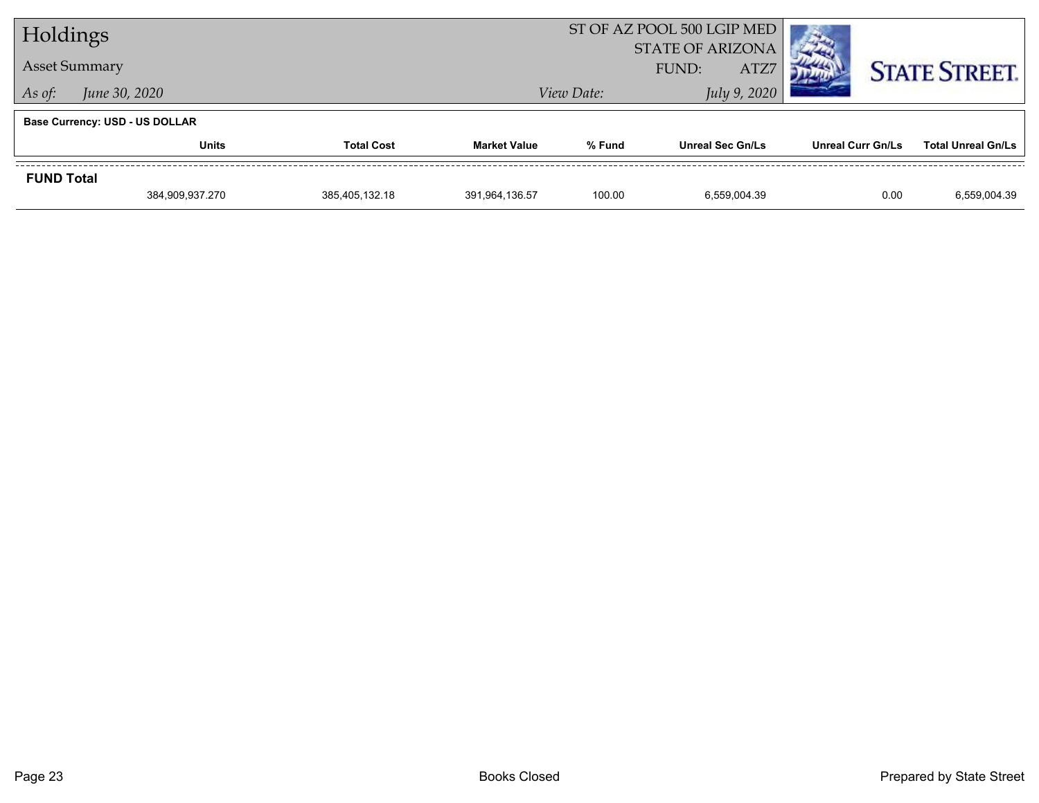# Holdings

## Asset Summary

*As of:* *June 30, 2020*

ST OF AZ POOL 500 LGIP MED
STATE OF ARIZONA
FUND: ATZ7

*View Date:* *July 9, 2020*

**Base Currency: USD - US DOLLAR**

| | Units | Total Cost | Market Value | % Fund | Unreal Sec Gn/Ls | Unreal Curr Gn/Ls | Total Unreal Gn/Ls |
|---|---|---|---|---|---|---|---|
| **FUND Total** | 384,909,937.270 | 385,405,132.18 | 391,964,136.57 | 100.00 | 6,559,004.39 | 0.00 | 6,559,004.39 |

Books Closed

Prepared by State Street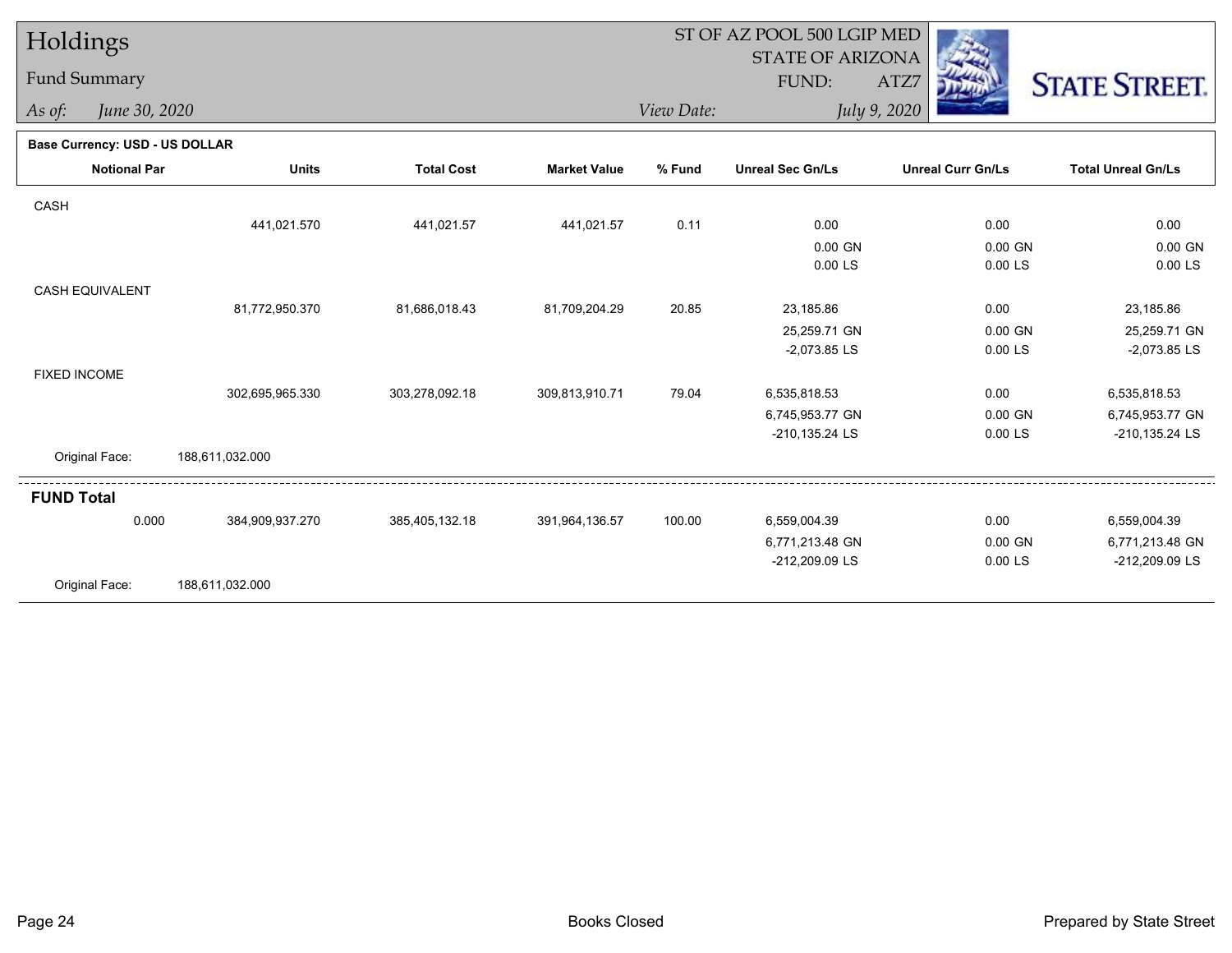# Holdings

Fund Summary

*As of:* *June 30, 2020*

ST OF AZ POOL 500 LGIP MED
STATE OF ARIZONA
FUND: ATZ7

*View Date:* *July 9, 2020*

STATE STREET.

**Base Currency: USD - US DOLLAR**

| Notional Par | Units | Total Cost | Market Value | % Fund | Unreal Sec Gn/Ls | Unreal Curr Gn/Ls | Total Unreal Gn/Ls |
|---|---|---|---|---|---|---|---|
| CASH | | | | | | | |
| | 441,021.570 | 441,021.57 | 441,021.57 | 0.11 | 0.00 | 0.00 | 0.00 |
| | | | | | 0.00 GN | 0.00 GN | 0.00 GN |
| | | | | | 0.00 LS | 0.00 LS | 0.00 LS |
| CASH EQUIVALENT | | | | | | | |
| | 81,772,950.370 | 81,686,018.43 | 81,709,204.29 | 20.85 | 23,185.86 | 0.00 | 23,185.86 |
| | | | | | 25,259.71 GN | 0.00 GN | 25,259.71 GN |
| | | | | | -2,073.85 LS | 0.00 LS | -2,073.85 LS |
| FIXED INCOME | | | | | | | |
| | 302,695,965.330 | 303,278,092.18 | 309,813,910.71 | 79.04 | 6,535,818.53 | 0.00 | 6,535,818.53 |
| | | | | | 6,745,953.77 GN | 0.00 GN | 6,745,953.77 GN |
| | | | | | -210,135.24 LS | 0.00 LS | -210,135.24 LS |
| Original Face: 188,611,032.000 | | | | | | | |
| **FUND Total** | | | | | | | |
| 0.000 | 384,909,937.270 | 385,405,132.18 | 391,964,136.57 | 100.00 | 6,559,004.39 | 0.00 | 6,559,004.39 |
| | | | | | 6,771,213.48 GN | 0.00 GN | 6,771,213.48 GN |
| | | | | | -212,209.09 LS | 0.00 LS | -212,209.09 LS |
| Original Face: 188,611,032.000 | | | | | | | |

Books Closed

Prepared by State Street